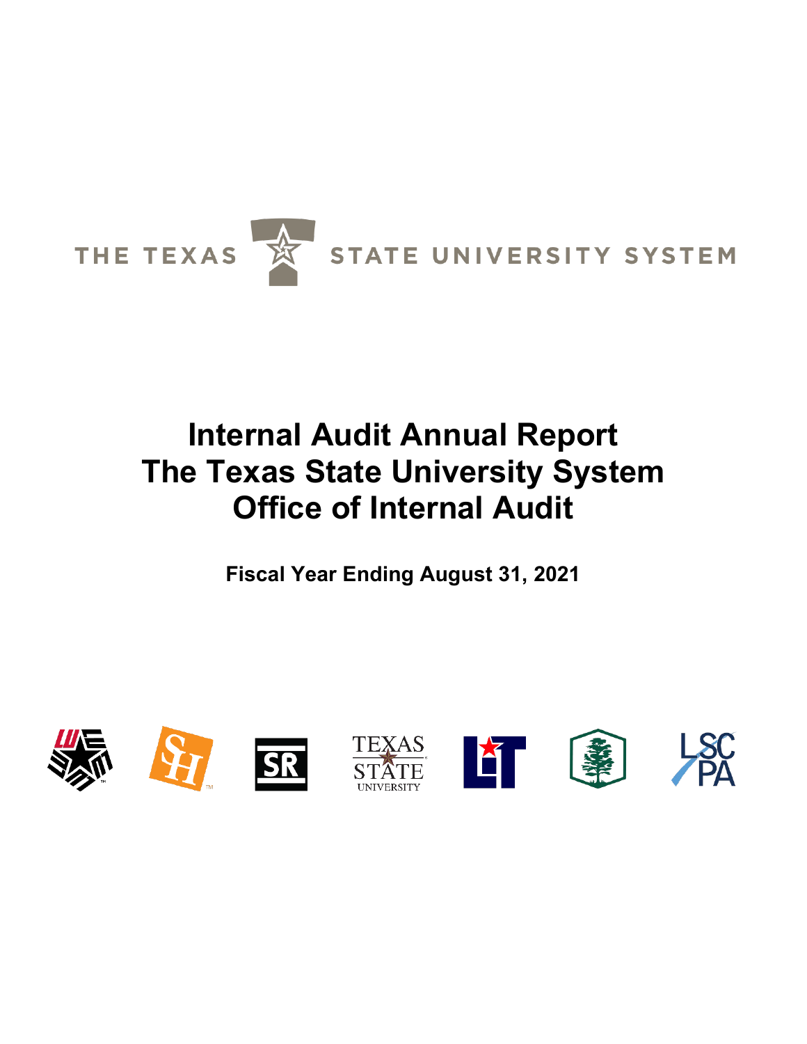THE TEXAS STATE UNIVERSITY SYSTEM

# Internal Audit Annual Report
# The Texas State University System
# Office of Internal Audit

**Fiscal Year Ending August 31, 2021**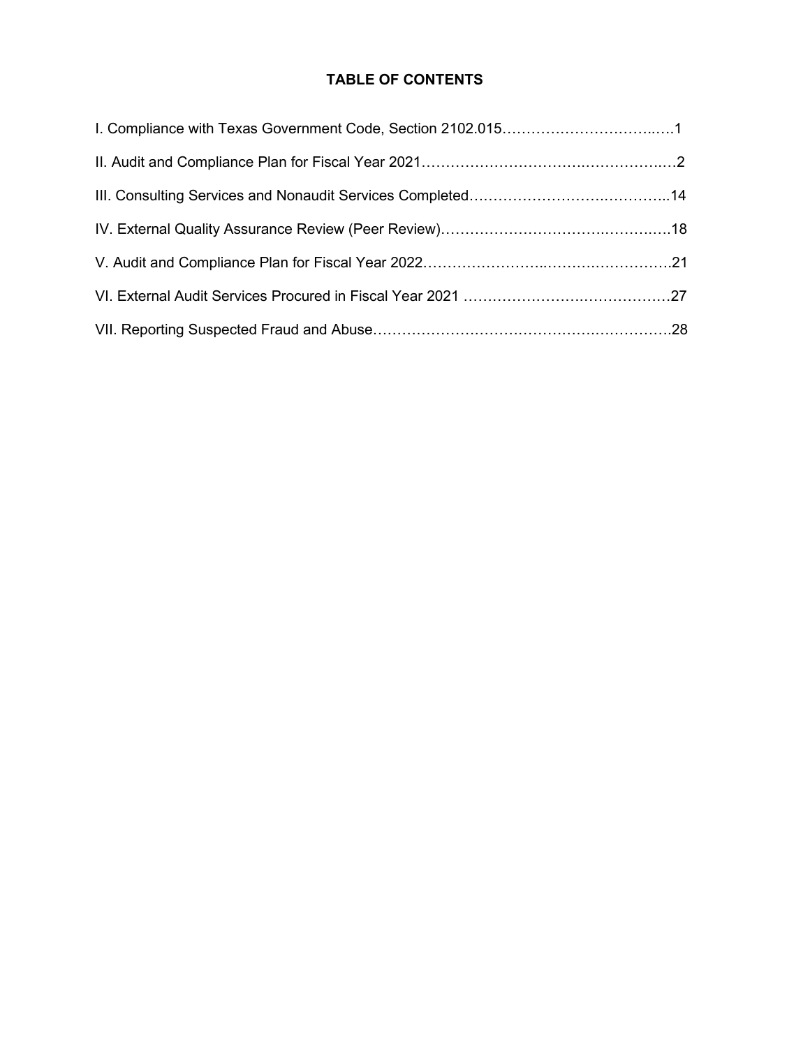# TABLE OF CONTENTS

I. Compliance with Texas Government Code, Section 2102.015……………………………..….1

II. Audit and Compliance Plan for Fiscal Year 2021…………………………….……………..…2

III. Consulting Services and Nonaudit Services Completed…………………….…………..14

IV. External Quality Assurance Review (Peer Review)…………………………….……….….18

V. Audit and Compliance Plan for Fiscal Year 2022…………………..…….…………….21

VI. External Audit Services Procured in Fiscal Year 2021 …………………….………………27

VII. Reporting Suspected Fraud and Abuse…………………………………………………….28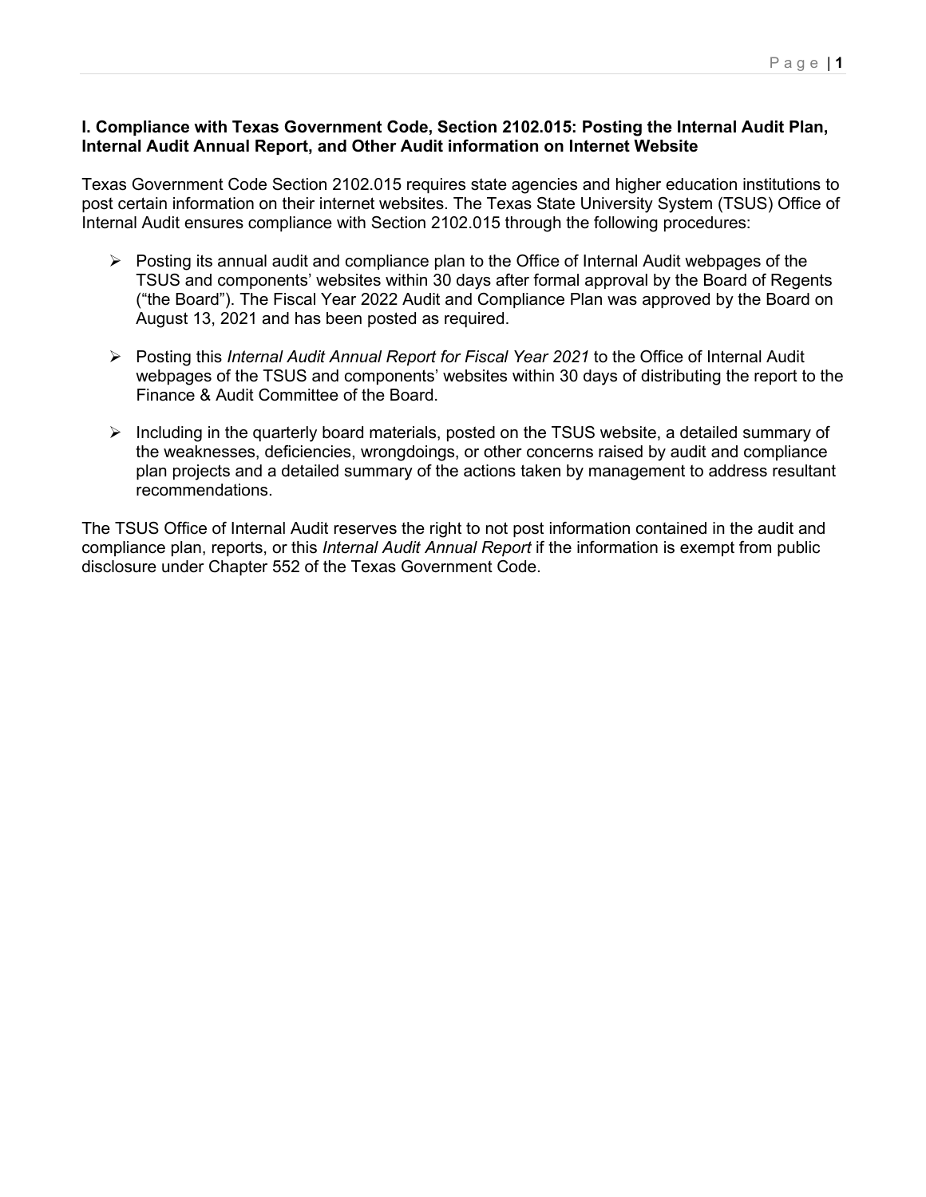## I. Compliance with Texas Government Code, Section 2102.015: Posting the Internal Audit Plan, Internal Audit Annual Report, and Other Audit information on Internet Website

Texas Government Code Section 2102.015 requires state agencies and higher education institutions to post certain information on their internet websites. The Texas State University System (TSUS) Office of Internal Audit ensures compliance with Section 2102.015 through the following procedures:

- Posting its annual audit and compliance plan to the Office of Internal Audit webpages of the TSUS and components' websites within 30 days after formal approval by the Board of Regents ("the Board"). The Fiscal Year 2022 Audit and Compliance Plan was approved by the Board on August 13, 2021 and has been posted as required.
- Posting this *Internal Audit Annual Report for Fiscal Year 2021* to the Office of Internal Audit webpages of the TSUS and components' websites within 30 days of distributing the report to the Finance & Audit Committee of the Board.
- Including in the quarterly board materials, posted on the TSUS website, a detailed summary of the weaknesses, deficiencies, wrongdoings, or other concerns raised by audit and compliance plan projects and a detailed summary of the actions taken by management to address resultant recommendations.

The TSUS Office of Internal Audit reserves the right to not post information contained in the audit and compliance plan, reports, or this *Internal Audit Annual Report* if the information is exempt from public disclosure under Chapter 552 of the Texas Government Code.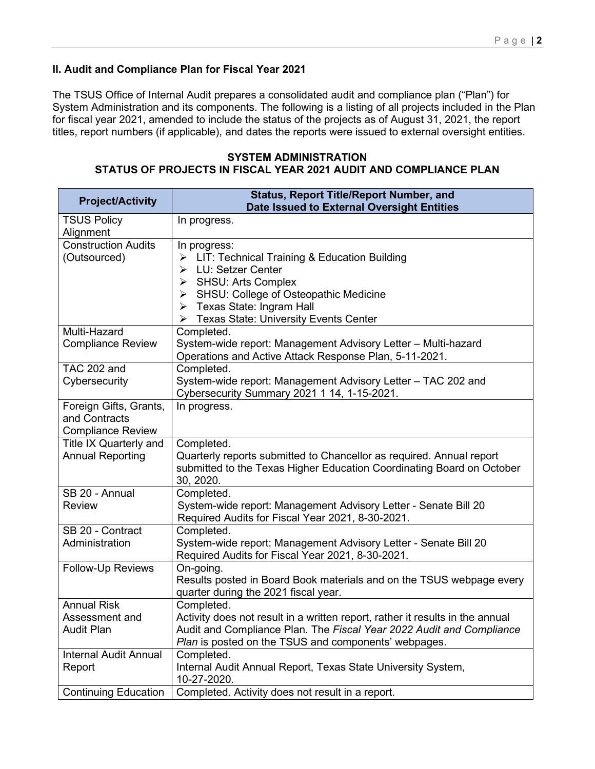## II. Audit and Compliance Plan for Fiscal Year 2021

The TSUS Office of Internal Audit prepares a consolidated audit and compliance plan ("Plan") for System Administration and its components. The following is a listing of all projects included in the Plan for fiscal year 2021, amended to include the status of the projects as of August 31, 2021, the report titles, report numbers (if applicable), and dates the reports were issued to external oversight entities.

**SYSTEM ADMINISTRATION**
**STATUS OF PROJECTS IN FISCAL YEAR 2021 AUDIT AND COMPLIANCE PLAN**

| Project/Activity | Status, Report Title/Report Number, and Date Issued to External Oversight Entities |
|---|---|
| TSUS Policy Alignment | In progress. |
| Construction Audits (Outsourced) | In progress:<br>➢ LIT: Technical Training & Education Building<br>➢ LU: Setzer Center<br>➢ SHSU: Arts Complex<br>➢ SHSU: College of Osteopathic Medicine<br>➢ Texas State: Ingram Hall<br>➢ Texas State: University Events Center |
| Multi-Hazard Compliance Review | Completed.<br>System-wide report: Management Advisory Letter – Multi-hazard Operations and Active Attack Response Plan, 5-11-2021. |
| TAC 202 and Cybersecurity | Completed.<br>System-wide report: Management Advisory Letter – TAC 202 and Cybersecurity Summary 2021 1 14, 1-15-2021. |
| Foreign Gifts, Grants, and Contracts Compliance Review | In progress. |
| Title IX Quarterly and Annual Reporting | Completed.<br>Quarterly reports submitted to Chancellor as required. Annual report submitted to the Texas Higher Education Coordinating Board on October 30, 2020. |
| SB 20 - Annual Review | Completed.<br>System-wide report: Management Advisory Letter - Senate Bill 20 Required Audits for Fiscal Year 2021, 8-30-2021. |
| SB 20 - Contract Administration | Completed.<br>System-wide report: Management Advisory Letter - Senate Bill 20 Required Audits for Fiscal Year 2021, 8-30-2021. |
| Follow-Up Reviews | On-going.<br>Results posted in Board Book materials and on the TSUS webpage every quarter during the 2021 fiscal year. |
| Annual Risk Assessment and Audit Plan | Completed.<br>Activity does not result in a written report, rather it results in the annual Audit and Compliance Plan. The *Fiscal Year 2022 Audit and Compliance Plan* is posted on the TSUS and components' webpages. |
| Internal Audit Annual Report | Completed.<br>Internal Audit Annual Report, Texas State University System, 10-27-2020. |
| Continuing Education | Completed. Activity does not result in a report. |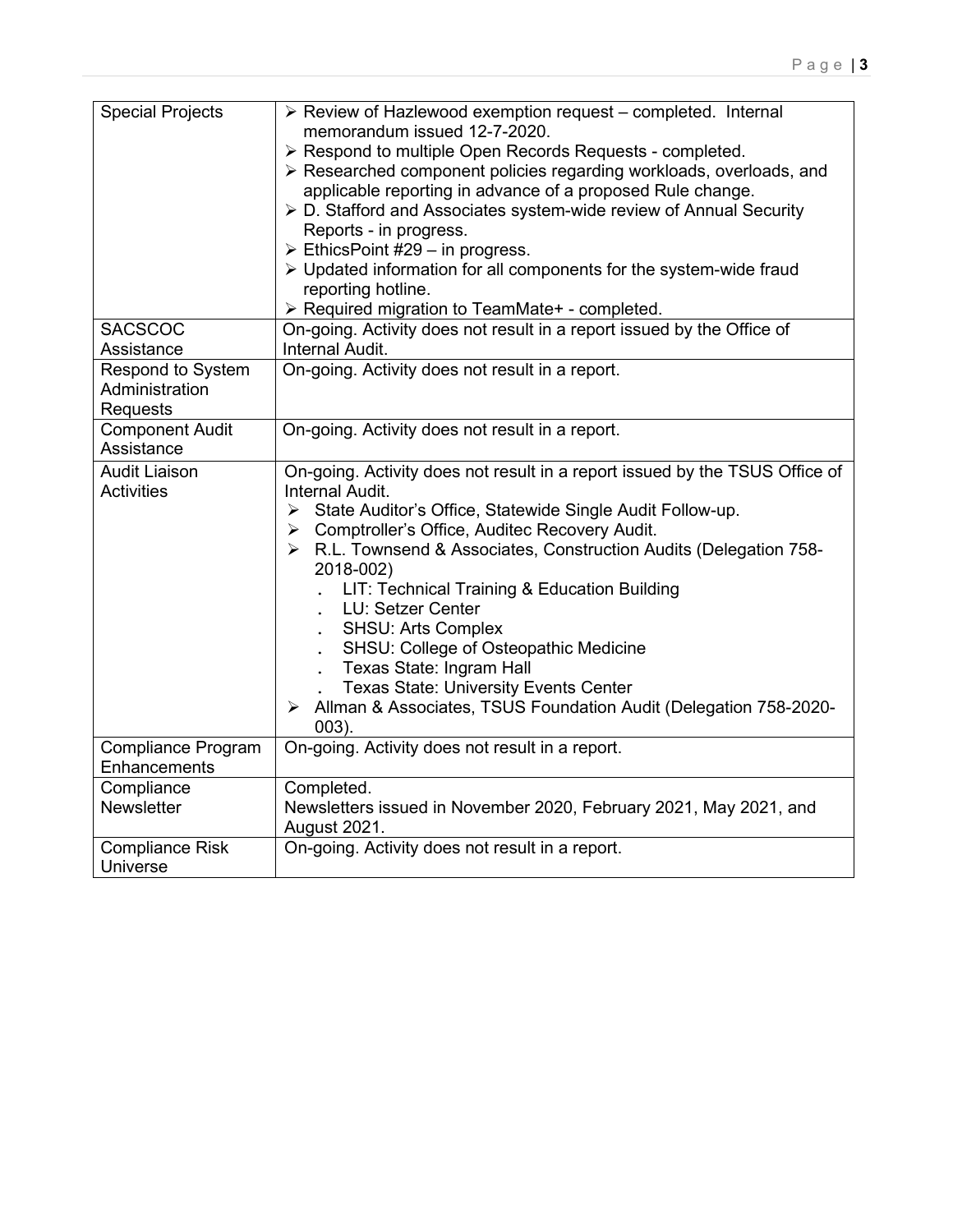| | |
|---|---|
| Special Projects | ➢ Review of Hazlewood exemption request – completed. Internal memorandum issued 12-7-2020.<br>➢ Respond to multiple Open Records Requests - completed.<br>➢ Researched component policies regarding workloads, overloads, and applicable reporting in advance of a proposed Rule change.<br>➢ D. Stafford and Associates system-wide review of Annual Security Reports - in progress.<br>➢ EthicsPoint #29 – in progress.<br>➢ Updated information for all components for the system-wide fraud reporting hotline.<br>➢ Required migration to TeamMate+ - completed. |
| SACSCOC Assistance | On-going. Activity does not result in a report issued by the Office of Internal Audit. |
| Respond to System Administration Requests | On-going. Activity does not result in a report. |
| Component Audit Assistance | On-going. Activity does not result in a report. |
| Audit Liaison Activities | On-going. Activity does not result in a report issued by the TSUS Office of Internal Audit.<br>➢ State Auditor's Office, Statewide Single Audit Follow-up.<br>➢ Comptroller's Office, Auditec Recovery Audit.<br>➢ R.L. Townsend & Associates, Construction Audits (Delegation 758-2018-002)<br>. LIT: Technical Training & Education Building<br>. LU: Setzer Center<br>. SHSU: Arts Complex<br>. SHSU: College of Osteopathic Medicine<br>. Texas State: Ingram Hall<br>. Texas State: University Events Center<br>➢ Allman & Associates, TSUS Foundation Audit (Delegation 758-2020-003). |
| Compliance Program Enhancements | On-going. Activity does not result in a report. |
| Compliance Newsletter | Completed.<br>Newsletters issued in November 2020, February 2021, May 2021, and August 2021. |
| Compliance Risk Universe | On-going. Activity does not result in a report. |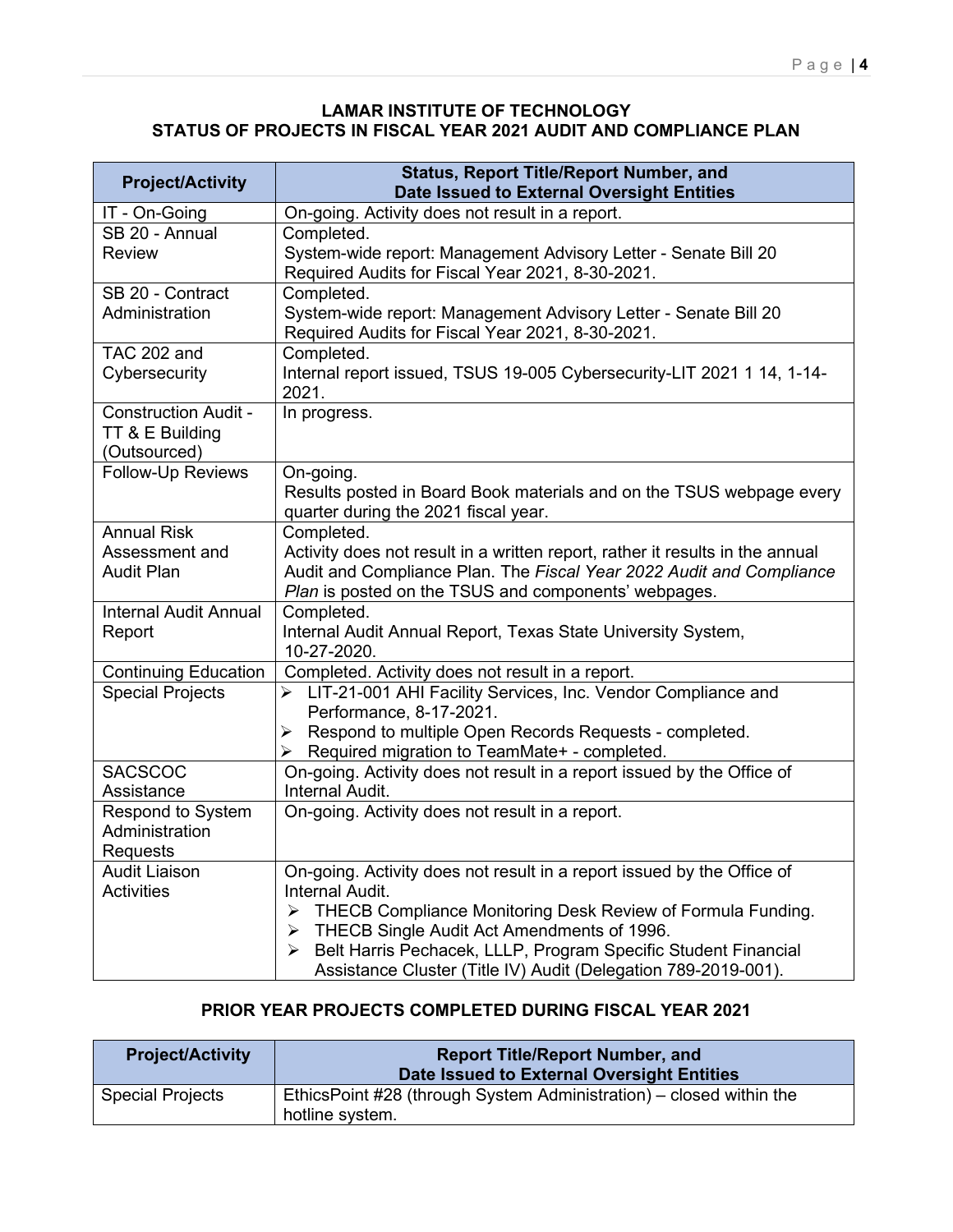## LAMAR INSTITUTE OF TECHNOLOGY
## STATUS OF PROJECTS IN FISCAL YEAR 2021 AUDIT AND COMPLIANCE PLAN

| Project/Activity | Status, Report Title/Report Number, and Date Issued to External Oversight Entities |
|---|---|
| IT - On-Going | On-going. Activity does not result in a report. |
| SB 20 - Annual Review | Completed.<br>System-wide report: Management Advisory Letter - Senate Bill 20 Required Audits for Fiscal Year 2021, 8-30-2021. |
| SB 20 - Contract Administration | Completed.<br>System-wide report: Management Advisory Letter - Senate Bill 20 Required Audits for Fiscal Year 2021, 8-30-2021. |
| TAC 202 and Cybersecurity | Completed.<br>Internal report issued, TSUS 19-005 Cybersecurity-LIT 2021 1 14, 1-14-2021. |
| Construction Audit - TT & E Building (Outsourced) | In progress. |
| Follow-Up Reviews | On-going.<br>Results posted in Board Book materials and on the TSUS webpage every quarter during the 2021 fiscal year. |
| Annual Risk Assessment and Audit Plan | Completed.<br>Activity does not result in a written report, rather it results in the annual Audit and Compliance Plan. The *Fiscal Year 2022 Audit and Compliance Plan* is posted on the TSUS and components' webpages. |
| Internal Audit Annual Report | Completed.<br>Internal Audit Annual Report, Texas State University System, 10-27-2020. |
| Continuing Education | Completed. Activity does not result in a report. |
| Special Projects | ➢ LIT-21-001 AHI Facility Services, Inc. Vendor Compliance and Performance, 8-17-2021.<br>➢ Respond to multiple Open Records Requests - completed.<br>➢ Required migration to TeamMate+ - completed. |
| SACSCOC Assistance | On-going. Activity does not result in a report issued by the Office of Internal Audit. |
| Respond to System Administration Requests | On-going. Activity does not result in a report. |
| Audit Liaison Activities | On-going. Activity does not result in a report issued by the Office of Internal Audit.<br>➢ THECB Compliance Monitoring Desk Review of Formula Funding.<br>➢ THECB Single Audit Act Amendments of 1996.<br>➢ Belt Harris Pechacek, LLLP, Program Specific Student Financial Assistance Cluster (Title IV) Audit (Delegation 789-2019-001). |

## PRIOR YEAR PROJECTS COMPLETED DURING FISCAL YEAR 2021

| Project/Activity | Report Title/Report Number, and Date Issued to External Oversight Entities |
|---|---|
| Special Projects | EthicsPoint #28 (through System Administration) – closed within the hotline system. |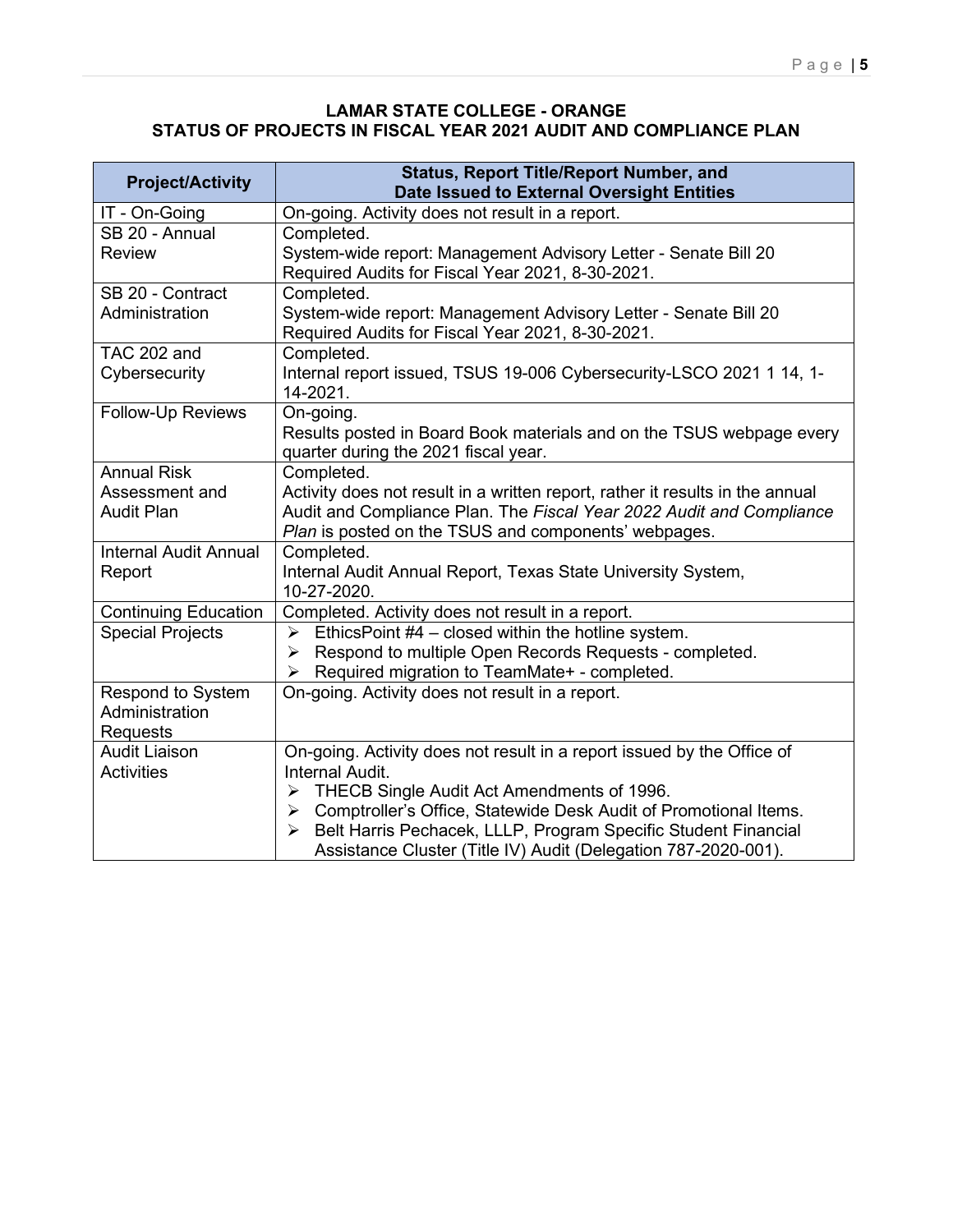## LAMAR STATE COLLEGE - ORANGE
## STATUS OF PROJECTS IN FISCAL YEAR 2021 AUDIT AND COMPLIANCE PLAN

| Project/Activity | Status, Report Title/Report Number, and Date Issued to External Oversight Entities |
|---|---|
| IT - On-Going | On-going. Activity does not result in a report. |
| SB 20 - Annual Review | Completed.<br>System-wide report: Management Advisory Letter - Senate Bill 20 Required Audits for Fiscal Year 2021, 8-30-2021. |
| SB 20 - Contract Administration | Completed.<br>System-wide report: Management Advisory Letter - Senate Bill 20 Required Audits for Fiscal Year 2021, 8-30-2021. |
| TAC 202 and Cybersecurity | Completed.<br>Internal report issued, TSUS 19-006 Cybersecurity-LSCO 2021 1 14, 1-14-2021. |
| Follow-Up Reviews | On-going.<br>Results posted in Board Book materials and on the TSUS webpage every quarter during the 2021 fiscal year. |
| Annual Risk Assessment and Audit Plan | Completed.<br>Activity does not result in a written report, rather it results in the annual Audit and Compliance Plan. The *Fiscal Year 2022 Audit and Compliance Plan* is posted on the TSUS and components' webpages. |
| Internal Audit Annual Report | Completed.<br>Internal Audit Annual Report, Texas State University System, 10-27-2020. |
| Continuing Education | Completed. Activity does not result in a report. |
| Special Projects | ➢ EthicsPoint #4 – closed within the hotline system.<br>➢ Respond to multiple Open Records Requests - completed.<br>➢ Required migration to TeamMate+ - completed. |
| Respond to System Administration Requests | On-going. Activity does not result in a report. |
| Audit Liaison Activities | On-going. Activity does not result in a report issued by the Office of Internal Audit.<br>➢ THECB Single Audit Act Amendments of 1996.<br>➢ Comptroller's Office, Statewide Desk Audit of Promotional Items.<br>➢ Belt Harris Pechacek, LLLP, Program Specific Student Financial Assistance Cluster (Title IV) Audit (Delegation 787-2020-001). |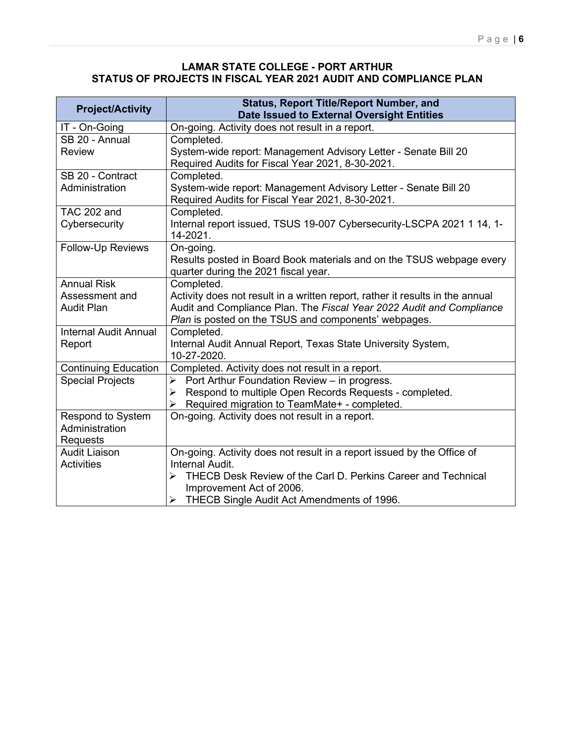# LAMAR STATE COLLEGE - PORT ARTHUR
# STATUS OF PROJECTS IN FISCAL YEAR 2021 AUDIT AND COMPLIANCE PLAN

| Project/Activity | Status, Report Title/Report Number, and Date Issued to External Oversight Entities |
|---|---|
| IT - On-Going | On-going. Activity does not result in a report. |
| SB 20 - Annual Review | Completed.<br>System-wide report: Management Advisory Letter - Senate Bill 20 Required Audits for Fiscal Year 2021, 8-30-2021. |
| SB 20 - Contract Administration | Completed.<br>System-wide report: Management Advisory Letter - Senate Bill 20 Required Audits for Fiscal Year 2021, 8-30-2021. |
| TAC 202 and Cybersecurity | Completed.<br>Internal report issued, TSUS 19-007 Cybersecurity-LSCPA 2021 1 14, 1-14-2021. |
| Follow-Up Reviews | On-going.<br>Results posted in Board Book materials and on the TSUS webpage every quarter during the 2021 fiscal year. |
| Annual Risk Assessment and Audit Plan | Completed.<br>Activity does not result in a written report, rather it results in the annual Audit and Compliance Plan. The *Fiscal Year 2022 Audit and Compliance Plan* is posted on the TSUS and components' webpages. |
| Internal Audit Annual Report | Completed.<br>Internal Audit Annual Report, Texas State University System, 10-27-2020. |
| Continuing Education | Completed. Activity does not result in a report. |
| Special Projects | ➢ Port Arthur Foundation Review – in progress.<br>➢ Respond to multiple Open Records Requests - completed.<br>➢ Required migration to TeamMate+ - completed. |
| Respond to System Administration Requests | On-going. Activity does not result in a report. |
| Audit Liaison Activities | On-going. Activity does not result in a report issued by the Office of Internal Audit.<br>➢ THECB Desk Review of the Carl D. Perkins Career and Technical Improvement Act of 2006.<br>➢ THECB Single Audit Act Amendments of 1996. |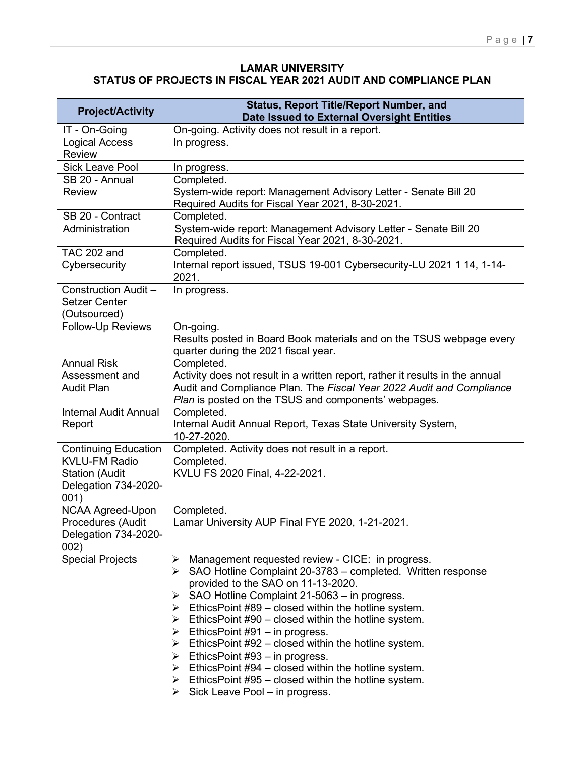**LAMAR UNIVERSITY**
**STATUS OF PROJECTS IN FISCAL YEAR 2021 AUDIT AND COMPLIANCE PLAN**

| Project/Activity | Status, Report Title/Report Number, and Date Issued to External Oversight Entities |
|---|---|
| IT - On-Going | On-going. Activity does not result in a report. |
| Logical Access Review | In progress. |
| Sick Leave Pool | In progress. |
| SB 20 - Annual Review | Completed. System-wide report: Management Advisory Letter - Senate Bill 20 Required Audits for Fiscal Year 2021, 8-30-2021. |
| SB 20 - Contract Administration | Completed. System-wide report: Management Advisory Letter - Senate Bill 20 Required Audits for Fiscal Year 2021, 8-30-2021. |
| TAC 202 and Cybersecurity | Completed. Internal report issued, TSUS 19-001 Cybersecurity-LU 2021 1 14, 1-14-2021. |
| Construction Audit – Setzer Center (Outsourced) | In progress. |
| Follow-Up Reviews | On-going. Results posted in Board Book materials and on the TSUS webpage every quarter during the 2021 fiscal year. |
| Annual Risk Assessment and Audit Plan | Completed. Activity does not result in a written report, rather it results in the annual Audit and Compliance Plan. The *Fiscal Year 2022 Audit and Compliance Plan* is posted on the TSUS and components' webpages. |
| Internal Audit Annual Report | Completed. Internal Audit Annual Report, Texas State University System, 10-27-2020. |
| Continuing Education | Completed. Activity does not result in a report. |
| KVLU-FM Radio Station (Audit Delegation 734-2020-001) | Completed. KVLU FS 2020 Final, 4-22-2021. |
| NCAA Agreed-Upon Procedures (Audit Delegation 734-2020-002) | Completed. Lamar University AUP Final FYE 2020, 1-21-2021. |
| Special Projects | ➢ Management requested review - CICE: in progress.<br>➢ SAO Hotline Complaint 20-3783 – completed. Written response provided to the SAO on 11-13-2020.<br>➢ SAO Hotline Complaint 21-5063 – in progress.<br>➢ EthicsPoint #89 – closed within the hotline system.<br>➢ EthicsPoint #90 – closed within the hotline system.<br>➢ EthicsPoint #91 – in progress.<br>➢ EthicsPoint #92 – closed within the hotline system.<br>➢ EthicsPoint #93 – in progress.<br>➢ EthicsPoint #94 – closed within the hotline system.<br>➢ EthicsPoint #95 – closed within the hotline system.<br>➢ Sick Leave Pool – in progress. |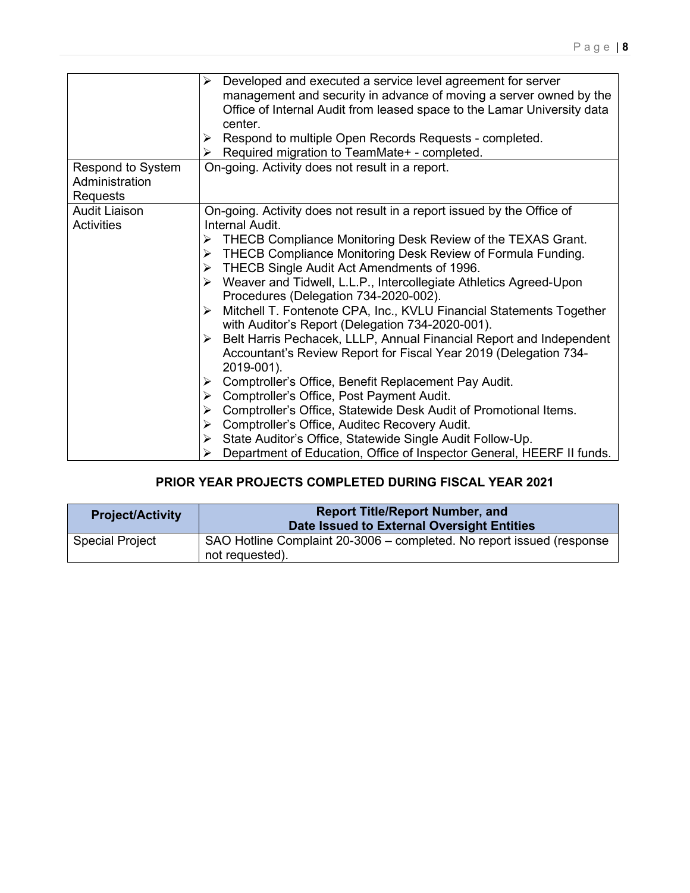| | |
|---|---|
| | ➢ Developed and executed a service level agreement for server management and security in advance of moving a server owned by the Office of Internal Audit from leased space to the Lamar University data center.<br>➢ Respond to multiple Open Records Requests - completed.<br>➢ Required migration to TeamMate+ - completed. |
| Respond to System Administration Requests | On-going. Activity does not result in a report. |
| Audit Liaison Activities | On-going. Activity does not result in a report issued by the Office of Internal Audit.<br>➢ THECB Compliance Monitoring Desk Review of the TEXAS Grant.<br>➢ THECB Compliance Monitoring Desk Review of Formula Funding.<br>➢ THECB Single Audit Act Amendments of 1996.<br>➢ Weaver and Tidwell, L.L.P., Intercollegiate Athletics Agreed-Upon Procedures (Delegation 734-2020-002).<br>➢ Mitchell T. Fontenote CPA, Inc., KVLU Financial Statements Together with Auditor's Report (Delegation 734-2020-001).<br>➢ Belt Harris Pechacek, LLLP, Annual Financial Report and Independent Accountant's Review Report for Fiscal Year 2019 (Delegation 734-2019-001).<br>➢ Comptroller's Office, Benefit Replacement Pay Audit.<br>➢ Comptroller's Office, Post Payment Audit.<br>➢ Comptroller's Office, Statewide Desk Audit of Promotional Items.<br>➢ Comptroller's Office, Auditec Recovery Audit.<br>➢ State Auditor's Office, Statewide Single Audit Follow-Up.<br>➢ Department of Education, Office of Inspector General, HEERF II funds. |

## PRIOR YEAR PROJECTS COMPLETED DURING FISCAL YEAR 2021

| Project/Activity | Report Title/Report Number, and Date Issued to External Oversight Entities |
|---|---|
| Special Project | SAO Hotline Complaint 20-3006 – completed. No report issued (response not requested). |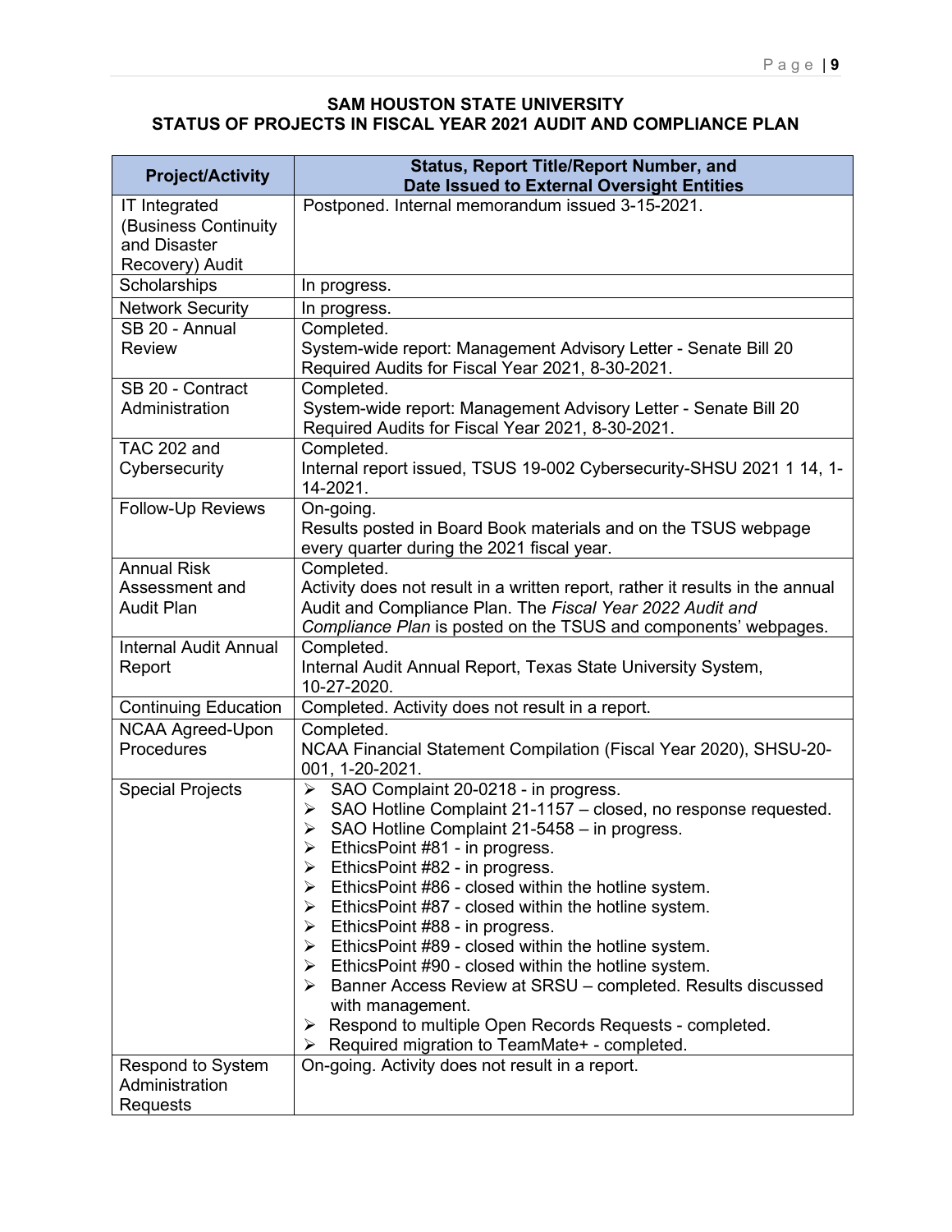**SAM HOUSTON STATE UNIVERSITY**
**STATUS OF PROJECTS IN FISCAL YEAR 2021 AUDIT AND COMPLIANCE PLAN**

| Project/Activity | Status, Report Title/Report Number, and Date Issued to External Oversight Entities |
|---|---|
| IT Integrated (Business Continuity and Disaster Recovery) Audit | Postponed. Internal memorandum issued 3-15-2021. |
| Scholarships | In progress. |
| Network Security | In progress. |
| SB 20 - Annual Review | Completed.<br>System-wide report: Management Advisory Letter - Senate Bill 20 Required Audits for Fiscal Year 2021, 8-30-2021. |
| SB 20 - Contract Administration | Completed.<br>System-wide report: Management Advisory Letter - Senate Bill 20 Required Audits for Fiscal Year 2021, 8-30-2021. |
| TAC 202 and Cybersecurity | Completed.<br>Internal report issued, TSUS 19-002 Cybersecurity-SHSU 2021 1 14, 1-14-2021. |
| Follow-Up Reviews | On-going.<br>Results posted in Board Book materials and on the TSUS webpage every quarter during the 2021 fiscal year. |
| Annual Risk Assessment and Audit Plan | Completed.<br>Activity does not result in a written report, rather it results in the annual Audit and Compliance Plan. The *Fiscal Year 2022 Audit and Compliance Plan* is posted on the TSUS and components' webpages. |
| Internal Audit Annual Report | Completed.<br>Internal Audit Annual Report, Texas State University System, 10-27-2020. |
| Continuing Education | Completed. Activity does not result in a report. |
| NCAA Agreed-Upon Procedures | Completed.<br>NCAA Financial Statement Compilation (Fiscal Year 2020), SHSU-20-001, 1-20-2021. |
| Special Projects | ➢ SAO Complaint 20-0218 - in progress.<br>➢ SAO Hotline Complaint 21-1157 – closed, no response requested.<br>➢ SAO Hotline Complaint 21-5458 – in progress.<br>➢ EthicsPoint #81 - in progress.<br>➢ EthicsPoint #82 - in progress.<br>➢ EthicsPoint #86 - closed within the hotline system.<br>➢ EthicsPoint #87 - closed within the hotline system.<br>➢ EthicsPoint #88 - in progress.<br>➢ EthicsPoint #89 - closed within the hotline system.<br>➢ EthicsPoint #90 - closed within the hotline system.<br>➢ Banner Access Review at SRSU – completed. Results discussed with management.<br>➢ Respond to multiple Open Records Requests - completed.<br>➢ Required migration to TeamMate+ - completed. |
| Respond to System Administration Requests | On-going. Activity does not result in a report. |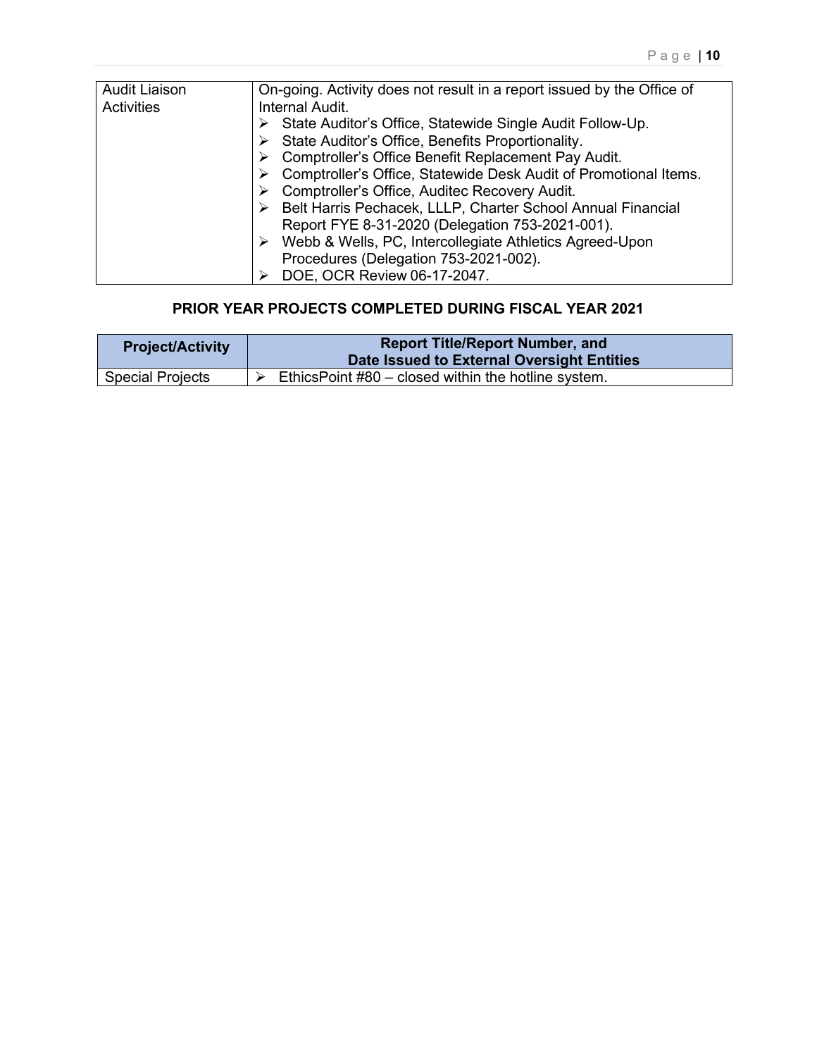| Audit Liaison Activities | On-going. Activity does not result in a report issued by the Office of Internal Audit.<br>➢ State Auditor's Office, Statewide Single Audit Follow-Up.<br>➢ State Auditor's Office, Benefits Proportionality.<br>➢ Comptroller's Office Benefit Replacement Pay Audit.<br>➢ Comptroller's Office, Statewide Desk Audit of Promotional Items.<br>➢ Comptroller's Office, Auditec Recovery Audit.<br>➢ Belt Harris Pechacek, LLLP, Charter School Annual Financial Report FYE 8-31-2020 (Delegation 753-2021-001).<br>➢ Webb & Wells, PC, Intercollegiate Athletics Agreed-Upon Procedures (Delegation 753-2021-002).<br>➢ DOE, OCR Review 06-17-2047. |
|---|---|

## PRIOR YEAR PROJECTS COMPLETED DURING FISCAL YEAR 2021

| Project/Activity | Report Title/Report Number, and Date Issued to External Oversight Entities |
|---|---|
| Special Projects | ➢ EthicsPoint #80 – closed within the hotline system. |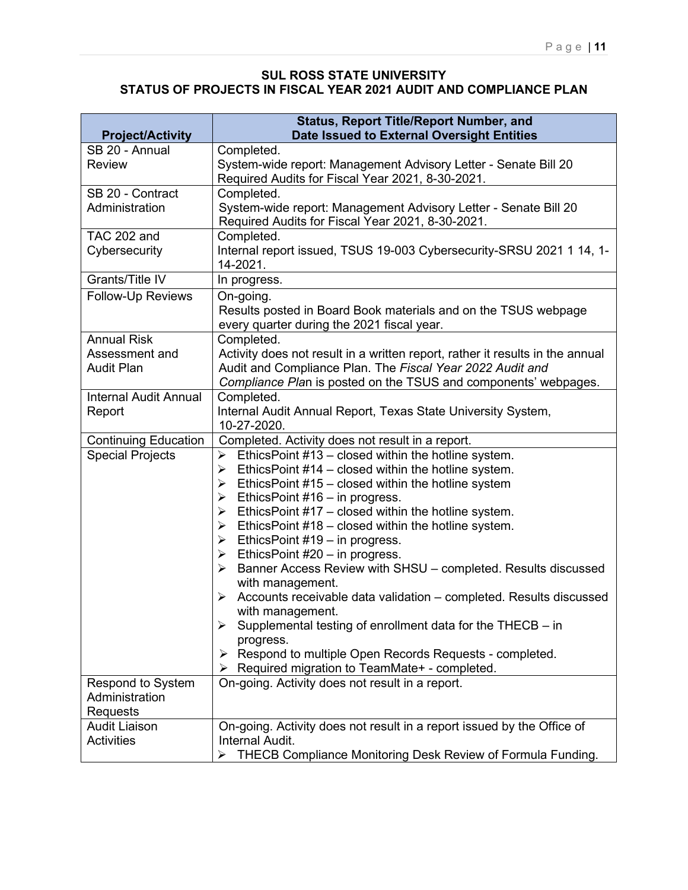## SUL ROSS STATE UNIVERSITY
## STATUS OF PROJECTS IN FISCAL YEAR 2021 AUDIT AND COMPLIANCE PLAN

| Project/Activity | Status, Report Title/Report Number, and Date Issued to External Oversight Entities |
|---|---|
| SB 20 - Annual Review | Completed.<br>System-wide report: Management Advisory Letter - Senate Bill 20 Required Audits for Fiscal Year 2021, 8-30-2021. |
| SB 20 - Contract Administration | Completed.<br>System-wide report: Management Advisory Letter - Senate Bill 20 Required Audits for Fiscal Year 2021, 8-30-2021. |
| TAC 202 and Cybersecurity | Completed.<br>Internal report issued, TSUS 19-003 Cybersecurity-SRSU 2021 1 14, 1-14-2021. |
| Grants/Title IV | In progress. |
| Follow-Up Reviews | On-going.<br>Results posted in Board Book materials and on the TSUS webpage every quarter during the 2021 fiscal year. |
| Annual Risk Assessment and Audit Plan | Completed.<br>Activity does not result in a written report, rather it results in the annual Audit and Compliance Plan. The *Fiscal Year 2022 Audit and Compliance Pla*n is posted on the TSUS and components' webpages. |
| Internal Audit Annual Report | Completed.<br>Internal Audit Annual Report, Texas State University System, 10-27-2020. |
| Continuing Education | Completed. Activity does not result in a report. |
| Special Projects | ➢ EthicsPoint #13 – closed within the hotline system.<br>➢ EthicsPoint #14 – closed within the hotline system.<br>➢ EthicsPoint #15 – closed within the hotline system<br>➢ EthicsPoint #16 – in progress.<br>➢ EthicsPoint #17 – closed within the hotline system.<br>➢ EthicsPoint #18 – closed within the hotline system.<br>➢ EthicsPoint #19 – in progress.<br>➢ EthicsPoint #20 – in progress.<br>➢ Banner Access Review with SHSU – completed. Results discussed with management.<br>➢ Accounts receivable data validation – completed. Results discussed with management.<br>➢ Supplemental testing of enrollment data for the THECB – in progress.<br>➢ Respond to multiple Open Records Requests - completed.<br>➢ Required migration to TeamMate+ - completed. |
| Respond to System Administration Requests | On-going. Activity does not result in a report. |
| Audit Liaison Activities | On-going. Activity does not result in a report issued by the Office of Internal Audit.<br>➢ THECB Compliance Monitoring Desk Review of Formula Funding. |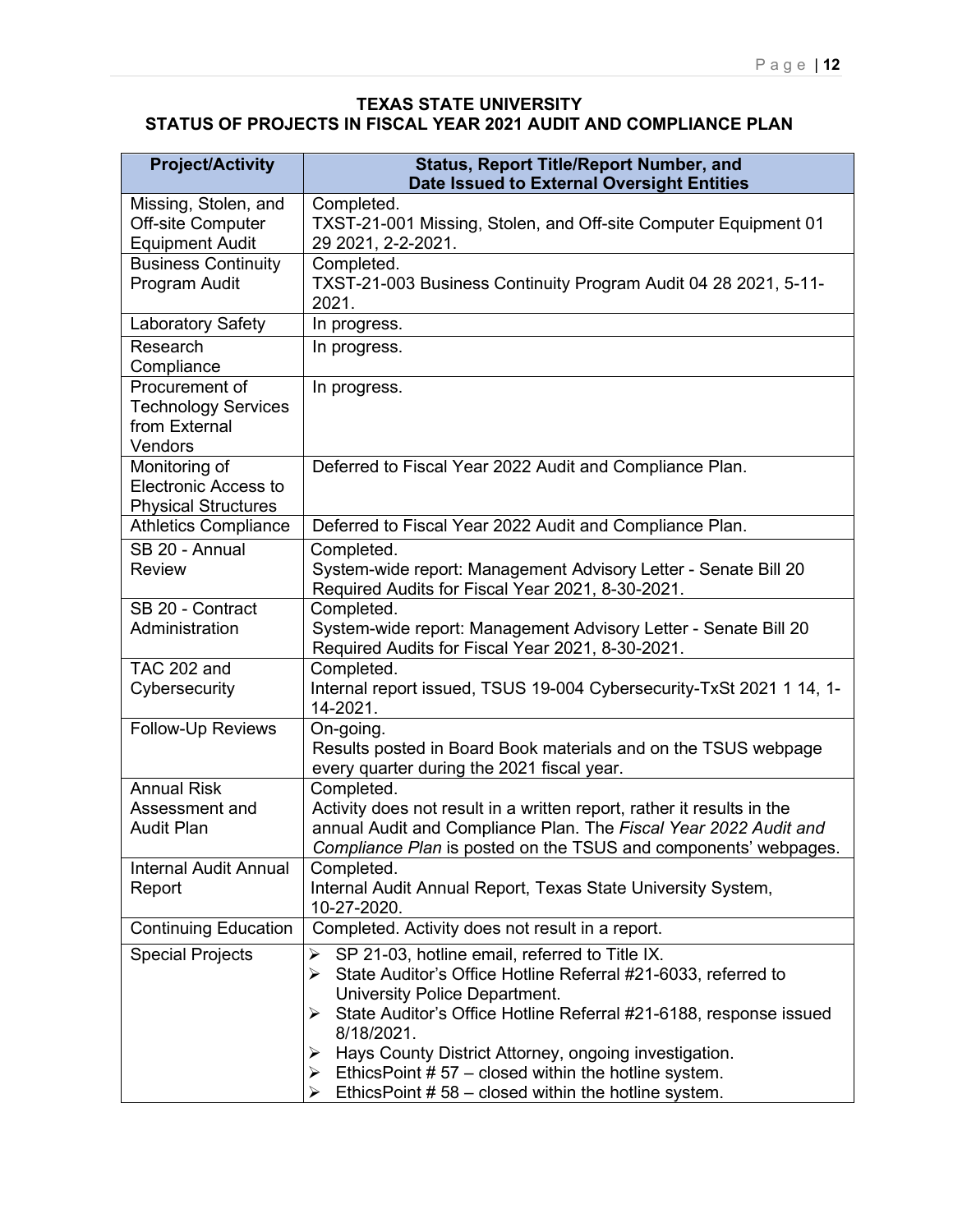## TEXAS STATE UNIVERSITY
## STATUS OF PROJECTS IN FISCAL YEAR 2021 AUDIT AND COMPLIANCE PLAN

| Project/Activity | Status, Report Title/Report Number, and Date Issued to External Oversight Entities |
|---|---|
| Missing, Stolen, and Off-site Computer Equipment Audit | Completed.<br>TXST-21-001 Missing, Stolen, and Off-site Computer Equipment 01 29 2021, 2-2-2021. |
| Business Continuity Program Audit | Completed.<br>TXST-21-003 Business Continuity Program Audit 04 28 2021, 5-11-2021. |
| Laboratory Safety | In progress. |
| Research Compliance | In progress. |
| Procurement of Technology Services from External Vendors | In progress. |
| Monitoring of Electronic Access to Physical Structures | Deferred to Fiscal Year 2022 Audit and Compliance Plan. |
| Athletics Compliance | Deferred to Fiscal Year 2022 Audit and Compliance Plan. |
| SB 20 - Annual Review | Completed.<br>System-wide report: Management Advisory Letter - Senate Bill 20 Required Audits for Fiscal Year 2021, 8-30-2021. |
| SB 20 - Contract Administration | Completed.<br>System-wide report: Management Advisory Letter - Senate Bill 20 Required Audits for Fiscal Year 2021, 8-30-2021. |
| TAC 202 and Cybersecurity | Completed.<br>Internal report issued, TSUS 19-004 Cybersecurity-TxSt 2021 1 14, 1-14-2021. |
| Follow-Up Reviews | On-going.<br>Results posted in Board Book materials and on the TSUS webpage every quarter during the 2021 fiscal year. |
| Annual Risk Assessment and Audit Plan | Completed.<br>Activity does not result in a written report, rather it results in the annual Audit and Compliance Plan. The *Fiscal Year 2022 Audit and Compliance Plan* is posted on the TSUS and components' webpages. |
| Internal Audit Annual Report | Completed.<br>Internal Audit Annual Report, Texas State University System, 10-27-2020. |
| Continuing Education | Completed. Activity does not result in a report. |
| Special Projects | ➢ SP 21-03, hotline email, referred to Title IX.<br>➢ State Auditor's Office Hotline Referral #21-6033, referred to University Police Department.<br>➢ State Auditor's Office Hotline Referral #21-6188, response issued 8/18/2021.<br>➢ Hays County District Attorney, ongoing investigation.<br>➢ EthicsPoint # 57 – closed within the hotline system.<br>➢ EthicsPoint # 58 – closed within the hotline system. |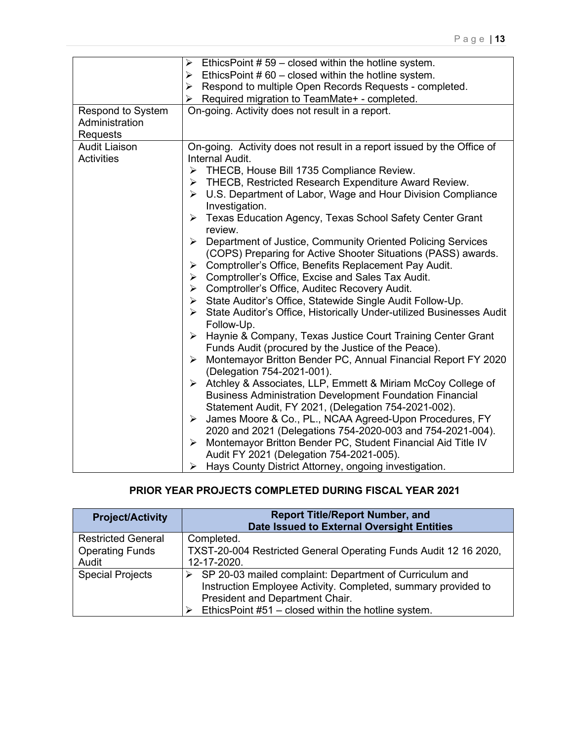| | |
|---|---|
| | ➢ EthicsPoint # 59 – closed within the hotline system.<br>➢ EthicsPoint # 60 – closed within the hotline system.<br>➢ Respond to multiple Open Records Requests - completed.<br>➢ Required migration to TeamMate+ - completed. |
| Respond to System Administration Requests | On-going. Activity does not result in a report. |
| Audit Liaison Activities | On-going. Activity does not result in a report issued by the Office of Internal Audit.<br>➢ THECB, House Bill 1735 Compliance Review.<br>➢ THECB, Restricted Research Expenditure Award Review.<br>➢ U.S. Department of Labor, Wage and Hour Division Compliance Investigation.<br>➢ Texas Education Agency, Texas School Safety Center Grant review.<br>➢ Department of Justice, Community Oriented Policing Services (COPS) Preparing for Active Shooter Situations (PASS) awards.<br>➢ Comptroller's Office, Benefits Replacement Pay Audit.<br>➢ Comptroller's Office, Excise and Sales Tax Audit.<br>➢ Comptroller's Office, Auditec Recovery Audit.<br>➢ State Auditor's Office, Statewide Single Audit Follow-Up.<br>➢ State Auditor's Office, Historically Under-utilized Businesses Audit Follow-Up.<br>➢ Haynie & Company, Texas Justice Court Training Center Grant Funds Audit (procured by the Justice of the Peace).<br>➢ Montemayor Britton Bender PC, Annual Financial Report FY 2020 (Delegation 754-2021-001).<br>➢ Atchley & Associates, LLP, Emmett & Miriam McCoy College of Business Administration Development Foundation Financial Statement Audit, FY 2021, (Delegation 754-2021-002).<br>➢ James Moore & Co., PL., NCAA Agreed-Upon Procedures, FY 2020 and 2021 (Delegations 754-2020-003 and 754-2021-004).<br>➢ Montemayor Britton Bender PC, Student Financial Aid Title IV Audit FY 2021 (Delegation 754-2021-005).<br>➢ Hays County District Attorney, ongoing investigation. |

## PRIOR YEAR PROJECTS COMPLETED DURING FISCAL YEAR 2021

| Project/Activity | Report Title/Report Number, and Date Issued to External Oversight Entities |
|---|---|
| Restricted General Operating Funds Audit | Completed.<br>TXST-20-004 Restricted General Operating Funds Audit 12 16 2020, 12-17-2020. |
| Special Projects | ➢ SP 20-03 mailed complaint: Department of Curriculum and Instruction Employee Activity. Completed, summary provided to President and Department Chair.<br>➢ EthicsPoint #51 – closed within the hotline system. |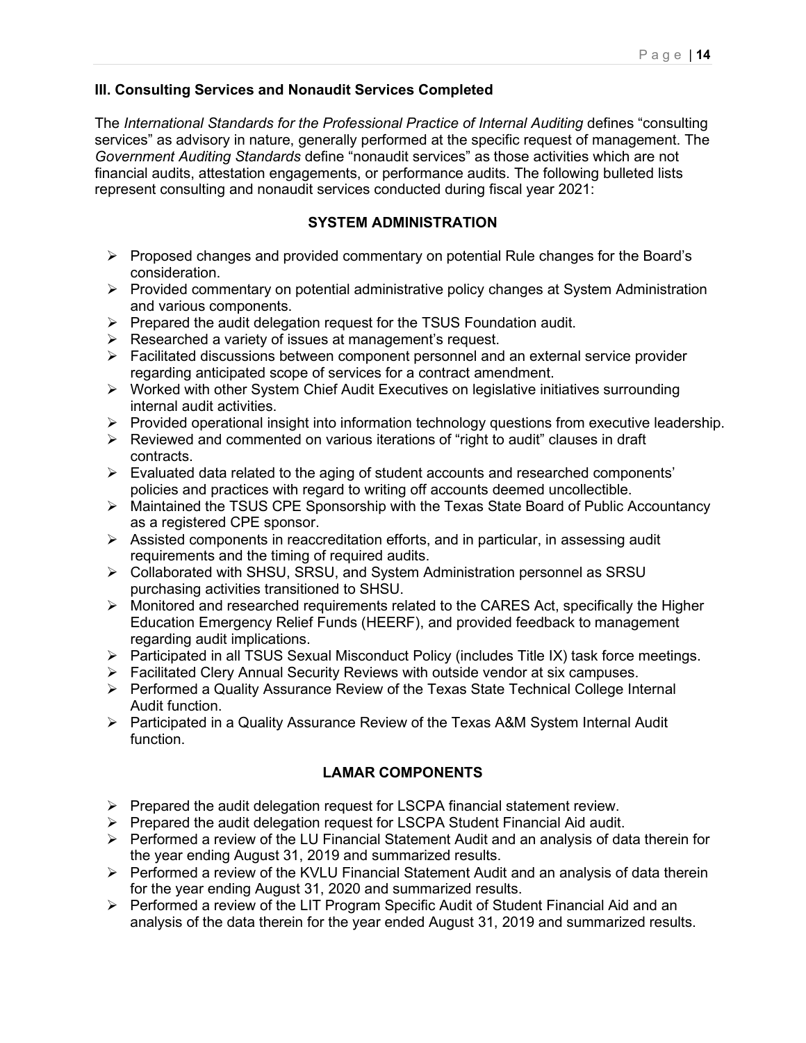### III. Consulting Services and Nonaudit Services Completed

The *International Standards for the Professional Practice of Internal Auditing* defines "consulting services" as advisory in nature, generally performed at the specific request of management. The *Government Auditing Standards* define "nonaudit services" as those activities which are not financial audits, attestation engagements, or performance audits. The following bulleted lists represent consulting and nonaudit services conducted during fiscal year 2021:

#### SYSTEM ADMINISTRATION

- Proposed changes and provided commentary on potential Rule changes for the Board's consideration.
- Provided commentary on potential administrative policy changes at System Administration and various components.
- Prepared the audit delegation request for the TSUS Foundation audit.
- Researched a variety of issues at management's request.
- Facilitated discussions between component personnel and an external service provider regarding anticipated scope of services for a contract amendment.
- Worked with other System Chief Audit Executives on legislative initiatives surrounding internal audit activities.
- Provided operational insight into information technology questions from executive leadership.
- Reviewed and commented on various iterations of "right to audit" clauses in draft contracts.
- Evaluated data related to the aging of student accounts and researched components' policies and practices with regard to writing off accounts deemed uncollectible.
- Maintained the TSUS CPE Sponsorship with the Texas State Board of Public Accountancy as a registered CPE sponsor.
- Assisted components in reaccreditation efforts, and in particular, in assessing audit requirements and the timing of required audits.
- Collaborated with SHSU, SRSU, and System Administration personnel as SRSU purchasing activities transitioned to SHSU.
- Monitored and researched requirements related to the CARES Act, specifically the Higher Education Emergency Relief Funds (HEERF), and provided feedback to management regarding audit implications.
- Participated in all TSUS Sexual Misconduct Policy (includes Title IX) task force meetings.
- Facilitated Clery Annual Security Reviews with outside vendor at six campuses.
- Performed a Quality Assurance Review of the Texas State Technical College Internal Audit function.
- Participated in a Quality Assurance Review of the Texas A&M System Internal Audit function.

#### LAMAR COMPONENTS

- Prepared the audit delegation request for LSCPA financial statement review.
- Prepared the audit delegation request for LSCPA Student Financial Aid audit.
- Performed a review of the LU Financial Statement Audit and an analysis of data therein for the year ending August 31, 2019 and summarized results.
- Performed a review of the KVLU Financial Statement Audit and an analysis of data therein for the year ending August 31, 2020 and summarized results.
- Performed a review of the LIT Program Specific Audit of Student Financial Aid and an analysis of the data therein for the year ended August 31, 2019 and summarized results.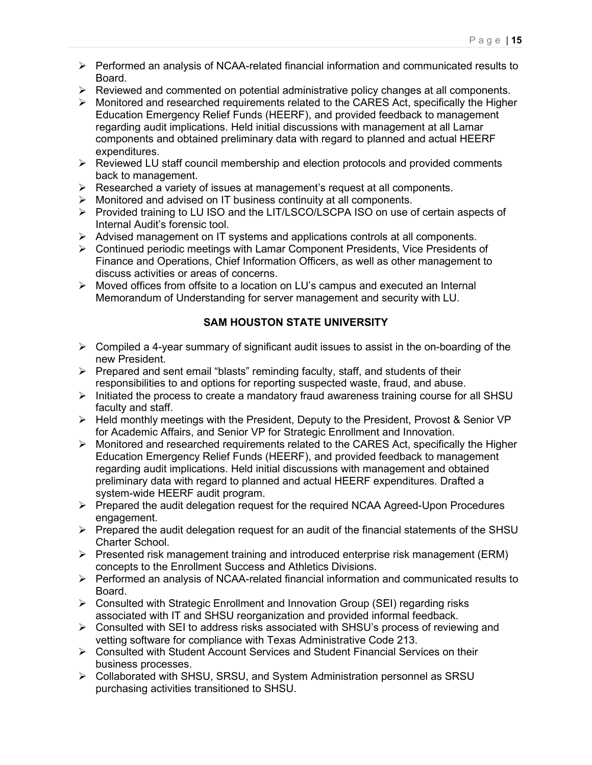- Performed an analysis of NCAA-related financial information and communicated results to Board.
- Reviewed and commented on potential administrative policy changes at all components.
- Monitored and researched requirements related to the CARES Act, specifically the Higher Education Emergency Relief Funds (HEERF), and provided feedback to management regarding audit implications. Held initial discussions with management at all Lamar components and obtained preliminary data with regard to planned and actual HEERF expenditures.
- Reviewed LU staff council membership and election protocols and provided comments back to management.
- Researched a variety of issues at management's request at all components.
- Monitored and advised on IT business continuity at all components.
- Provided training to LU ISO and the LIT/LSCO/LSCPA ISO on use of certain aspects of Internal Audit's forensic tool.
- Advised management on IT systems and applications controls at all components.
- Continued periodic meetings with Lamar Component Presidents, Vice Presidents of Finance and Operations, Chief Information Officers, as well as other management to discuss activities or areas of concerns.
- Moved offices from offsite to a location on LU's campus and executed an Internal Memorandum of Understanding for server management and security with LU.

**SAM HOUSTON STATE UNIVERSITY**

- Compiled a 4-year summary of significant audit issues to assist in the on-boarding of the new President.
- Prepared and sent email "blasts" reminding faculty, staff, and students of their responsibilities to and options for reporting suspected waste, fraud, and abuse.
- Initiated the process to create a mandatory fraud awareness training course for all SHSU faculty and staff.
- Held monthly meetings with the President, Deputy to the President, Provost & Senior VP for Academic Affairs, and Senior VP for Strategic Enrollment and Innovation.
- Monitored and researched requirements related to the CARES Act, specifically the Higher Education Emergency Relief Funds (HEERF), and provided feedback to management regarding audit implications. Held initial discussions with management and obtained preliminary data with regard to planned and actual HEERF expenditures. Drafted a system-wide HEERF audit program.
- Prepared the audit delegation request for the required NCAA Agreed-Upon Procedures engagement.
- Prepared the audit delegation request for an audit of the financial statements of the SHSU Charter School.
- Presented risk management training and introduced enterprise risk management (ERM) concepts to the Enrollment Success and Athletics Divisions.
- Performed an analysis of NCAA-related financial information and communicated results to Board.
- Consulted with Strategic Enrollment and Innovation Group (SEI) regarding risks associated with IT and SHSU reorganization and provided informal feedback.
- Consulted with SEI to address risks associated with SHSU's process of reviewing and vetting software for compliance with Texas Administrative Code 213.
- Consulted with Student Account Services and Student Financial Services on their business processes.
- Collaborated with SHSU, SRSU, and System Administration personnel as SRSU purchasing activities transitioned to SHSU.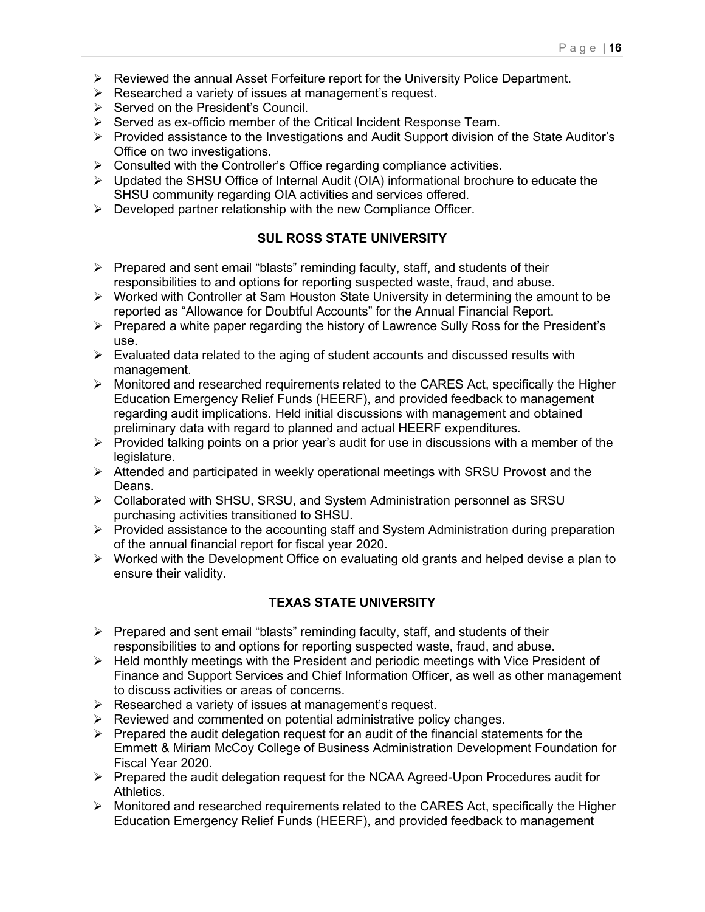- Reviewed the annual Asset Forfeiture report for the University Police Department.
- Researched a variety of issues at management's request.
- Served on the President's Council.
- Served as ex-officio member of the Critical Incident Response Team.
- Provided assistance to the Investigations and Audit Support division of the State Auditor's Office on two investigations.
- Consulted with the Controller's Office regarding compliance activities.
- Updated the SHSU Office of Internal Audit (OIA) informational brochure to educate the SHSU community regarding OIA activities and services offered.
- Developed partner relationship with the new Compliance Officer.

## SUL ROSS STATE UNIVERSITY

- Prepared and sent email "blasts" reminding faculty, staff, and students of their responsibilities to and options for reporting suspected waste, fraud, and abuse.
- Worked with Controller at Sam Houston State University in determining the amount to be reported as "Allowance for Doubtful Accounts" for the Annual Financial Report.
- Prepared a white paper regarding the history of Lawrence Sully Ross for the President's use.
- Evaluated data related to the aging of student accounts and discussed results with management.
- Monitored and researched requirements related to the CARES Act, specifically the Higher Education Emergency Relief Funds (HEERF), and provided feedback to management regarding audit implications. Held initial discussions with management and obtained preliminary data with regard to planned and actual HEERF expenditures.
- Provided talking points on a prior year's audit for use in discussions with a member of the legislature.
- Attended and participated in weekly operational meetings with SRSU Provost and the Deans.
- Collaborated with SHSU, SRSU, and System Administration personnel as SRSU purchasing activities transitioned to SHSU.
- Provided assistance to the accounting staff and System Administration during preparation of the annual financial report for fiscal year 2020.
- Worked with the Development Office on evaluating old grants and helped devise a plan to ensure their validity.

## TEXAS STATE UNIVERSITY

- Prepared and sent email "blasts" reminding faculty, staff, and students of their responsibilities to and options for reporting suspected waste, fraud, and abuse.
- Held monthly meetings with the President and periodic meetings with Vice President of Finance and Support Services and Chief Information Officer, as well as other management to discuss activities or areas of concerns.
- Researched a variety of issues at management's request.
- Reviewed and commented on potential administrative policy changes.
- Prepared the audit delegation request for an audit of the financial statements for the Emmett & Miriam McCoy College of Business Administration Development Foundation for Fiscal Year 2020.
- Prepared the audit delegation request for the NCAA Agreed-Upon Procedures audit for Athletics.
- Monitored and researched requirements related to the CARES Act, specifically the Higher Education Emergency Relief Funds (HEERF), and provided feedback to management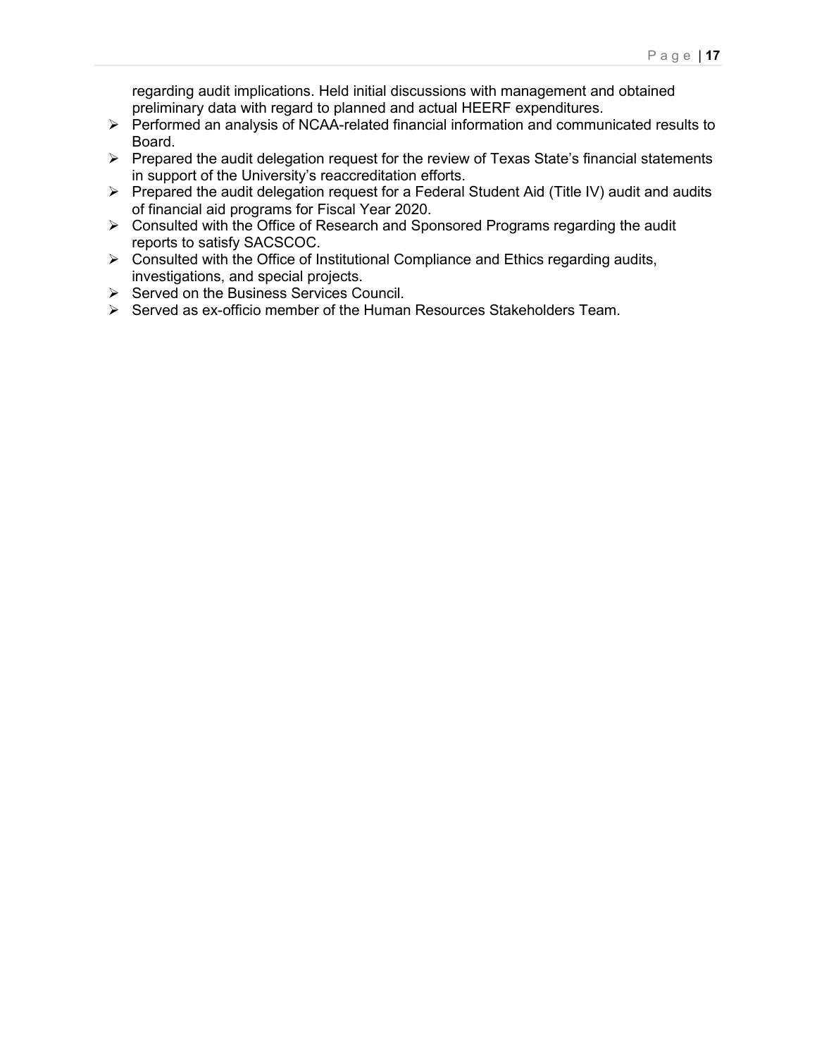regarding audit implications. Held initial discussions with management and obtained preliminary data with regard to planned and actual HEERF expenditures.

- Performed an analysis of NCAA-related financial information and communicated results to Board.
- Prepared the audit delegation request for the review of Texas State's financial statements in support of the University's reaccreditation efforts.
- Prepared the audit delegation request for a Federal Student Aid (Title IV) audit and audits of financial aid programs for Fiscal Year 2020.
- Consulted with the Office of Research and Sponsored Programs regarding the audit reports to satisfy SACSCOC.
- Consulted with the Office of Institutional Compliance and Ethics regarding audits, investigations, and special projects.
- Served on the Business Services Council.
- Served as ex-officio member of the Human Resources Stakeholders Team.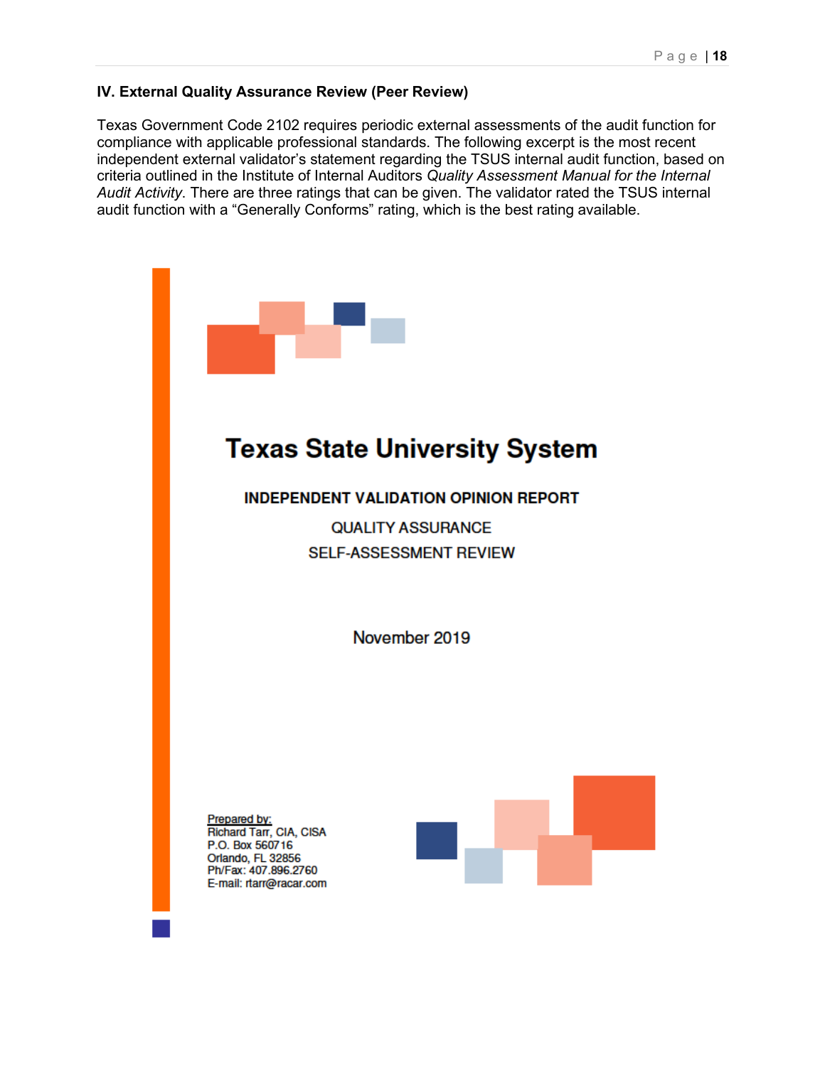## IV. External Quality Assurance Review (Peer Review)

Texas Government Code 2102 requires periodic external assessments of the audit function for compliance with applicable professional standards. The following excerpt is the most recent independent external validator's statement regarding the TSUS internal audit function, based on criteria outlined in the Institute of Internal Auditors *Quality Assessment Manual for the Internal Audit Activity*. There are three ratings that can be given. The validator rated the TSUS internal audit function with a "Generally Conforms" rating, which is the best rating available.

# Texas State University System

**INDEPENDENT VALIDATION OPINION REPORT**

QUALITY ASSURANCE

SELF-ASSESSMENT REVIEW

November 2019

Prepared by:
Richard Tarr, CIA, CISA
P.O. Box 560716
Orlando, FL 32856
Ph/Fax: 407.896.2760
E-mail: rtarr@racar.com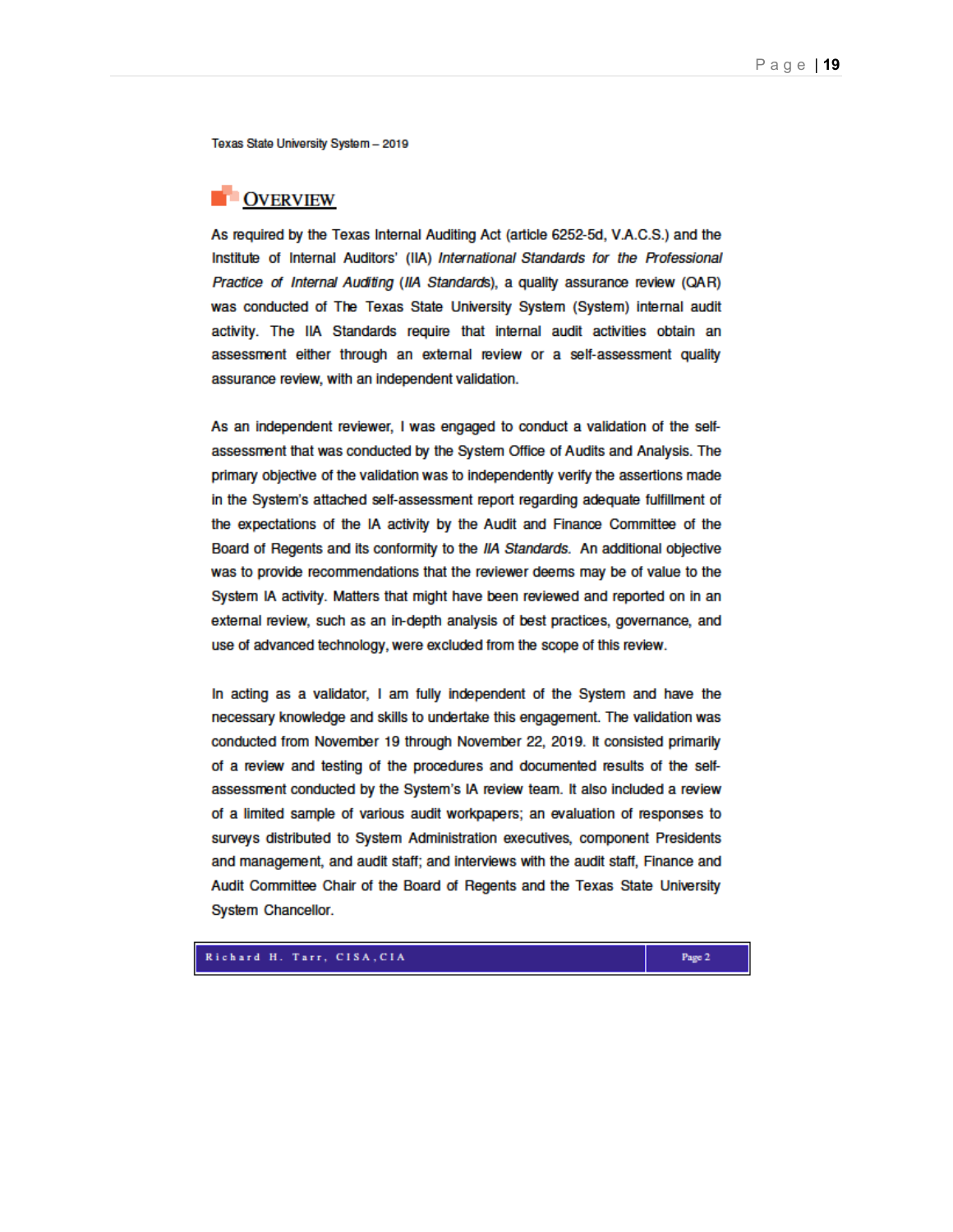Texas State University System – 2019

## OVERVIEW

As required by the Texas Internal Auditing Act (article 6252-5d, V.A.C.S.) and the Institute of Internal Auditors' (IIA) *International Standards for the Professional Practice of Internal Auditing* (*IIA Standards*), a quality assurance review (QAR) was conducted of The Texas State University System (System) internal audit activity. The IIA Standards require that internal audit activities obtain an assessment either through an external review or a self-assessment quality assurance review, with an independent validation.

As an independent reviewer, I was engaged to conduct a validation of the self-assessment that was conducted by the System Office of Audits and Analysis. The primary objective of the validation was to independently verify the assertions made in the System's attached self-assessment report regarding adequate fulfillment of the expectations of the IA activity by the Audit and Finance Committee of the Board of Regents and its conformity to the *IIA Standards*. An additional objective was to provide recommendations that the reviewer deems may be of value to the System IA activity. Matters that might have been reviewed and reported on in an external review, such as an in-depth analysis of best practices, governance, and use of advanced technology, were excluded from the scope of this review.

In acting as a validator, I am fully independent of the System and have the necessary knowledge and skills to undertake this engagement. The validation was conducted from November 19 through November 22, 2019. It consisted primarily of a review and testing of the procedures and documented results of the self-assessment conducted by the System's IA review team. It also included a review of a limited sample of various audit workpapers; an evaluation of responses to surveys distributed to System Administration executives, component Presidents and management, and audit staff; and interviews with the audit staff, Finance and Audit Committee Chair of the Board of Regents and the Texas State University System Chancellor.

Richard H. Tarr, CISA, CIA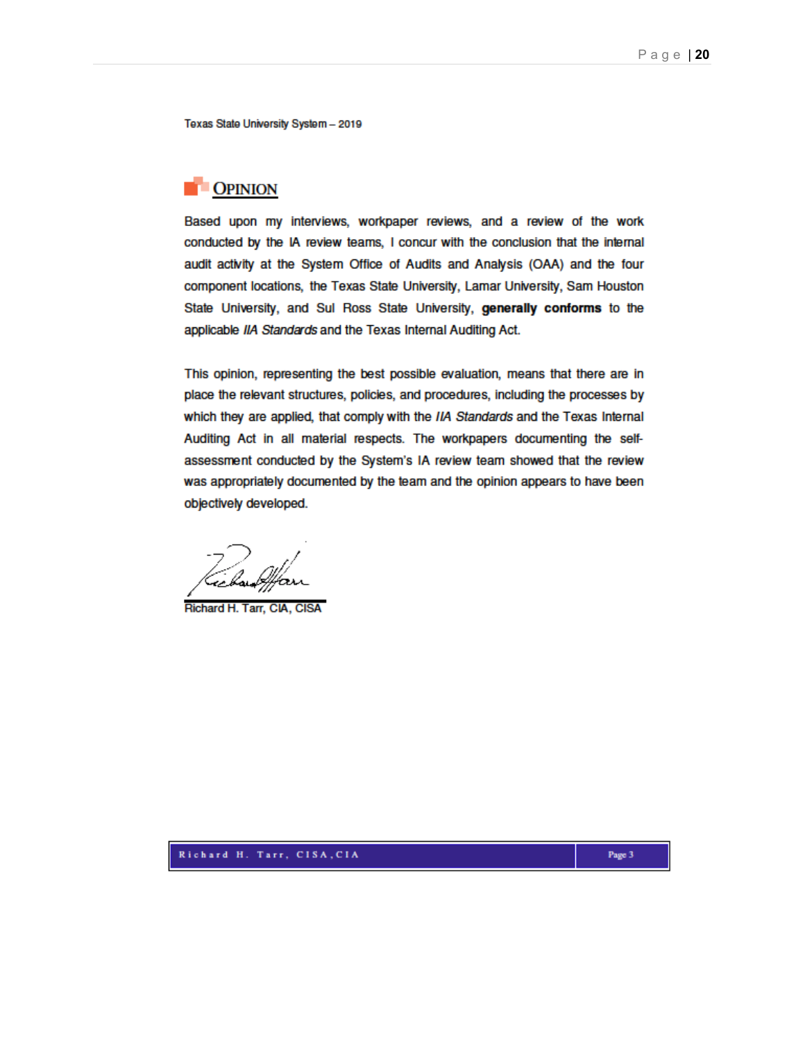Texas State University System – 2019

## OPINION

Based upon my interviews, workpaper reviews, and a review of the work conducted by the IA review teams, I concur with the conclusion that the internal audit activity at the System Office of Audits and Analysis (OAA) and the four component locations, the Texas State University, Lamar University, Sam Houston State University, and Sul Ross State University, **generally conforms** to the applicable *IIA Standards* and the Texas Internal Auditing Act.

This opinion, representing the best possible evaluation, means that there are in place the relevant structures, policies, and procedures, including the processes by which they are applied, that comply with the *IIA Standards* and the Texas Internal Auditing Act in all material respects. The workpapers documenting the self-assessment conducted by the System's IA review team showed that the review was appropriately documented by the team and the opinion appears to have been objectively developed.

Richard H. Tarr, CIA, CISA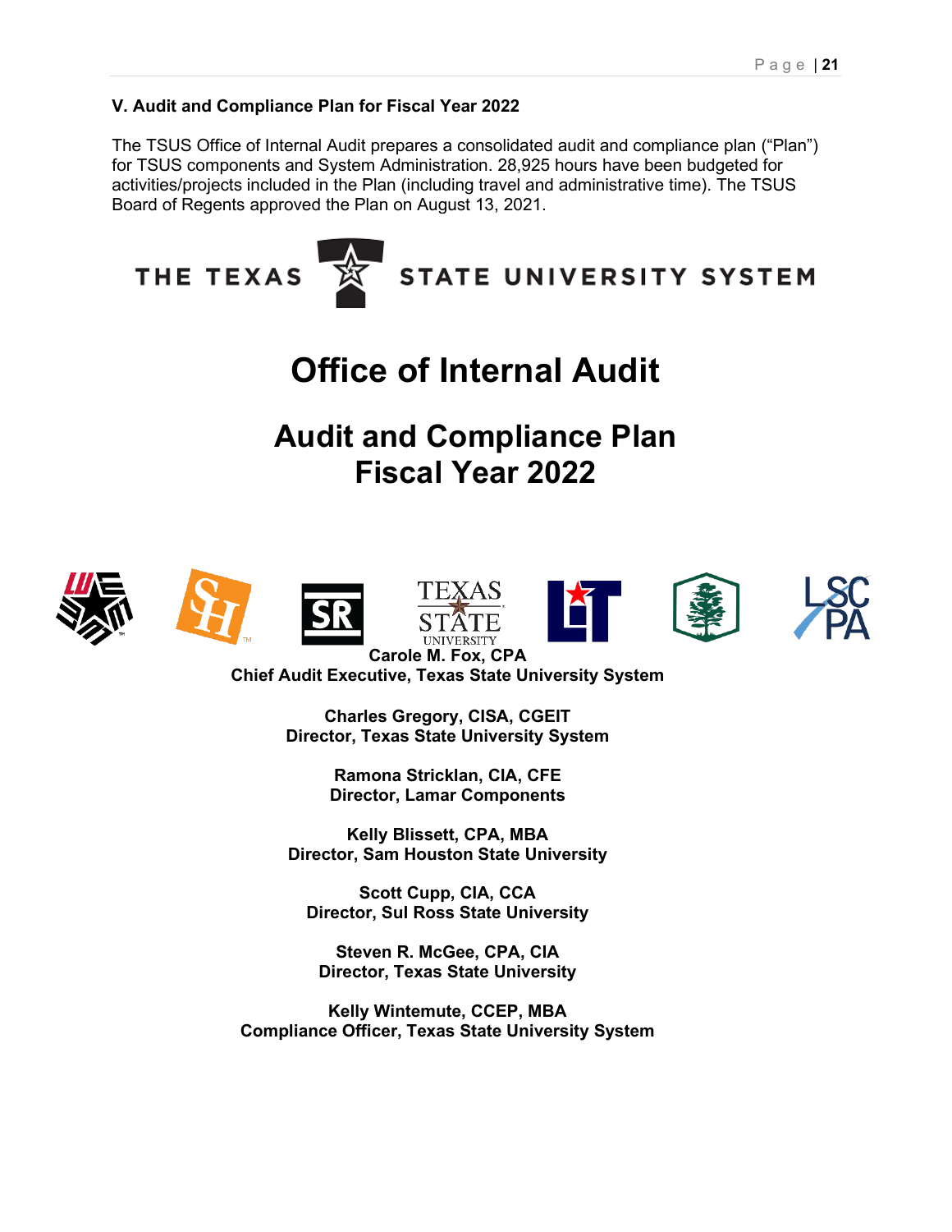### V. Audit and Compliance Plan for Fiscal Year 2022

The TSUS Office of Internal Audit prepares a consolidated audit and compliance plan ("Plan") for TSUS components and System Administration. 28,925 hours have been budgeted for activities/projects included in the Plan (including travel and administrative time). The TSUS Board of Regents approved the Plan on August 13, 2021.

THE TEXAS STATE UNIVERSITY SYSTEM

# Office of Internal Audit

# Audit and Compliance Plan
# Fiscal Year 2022

**Carole M. Fox, CPA**
**Chief Audit Executive, Texas State University System**

**Charles Gregory, CISA, CGEIT**
**Director, Texas State University System**

**Ramona Stricklan, CIA, CFE**
**Director, Lamar Components**

**Kelly Blissett, CPA, MBA**
**Director, Sam Houston State University**

**Scott Cupp, CIA, CCA**
**Director, Sul Ross State University**

**Steven R. McGee, CPA, CIA**
**Director, Texas State University**

**Kelly Wintemute, CCEP, MBA**
**Compliance Officer, Texas State University System**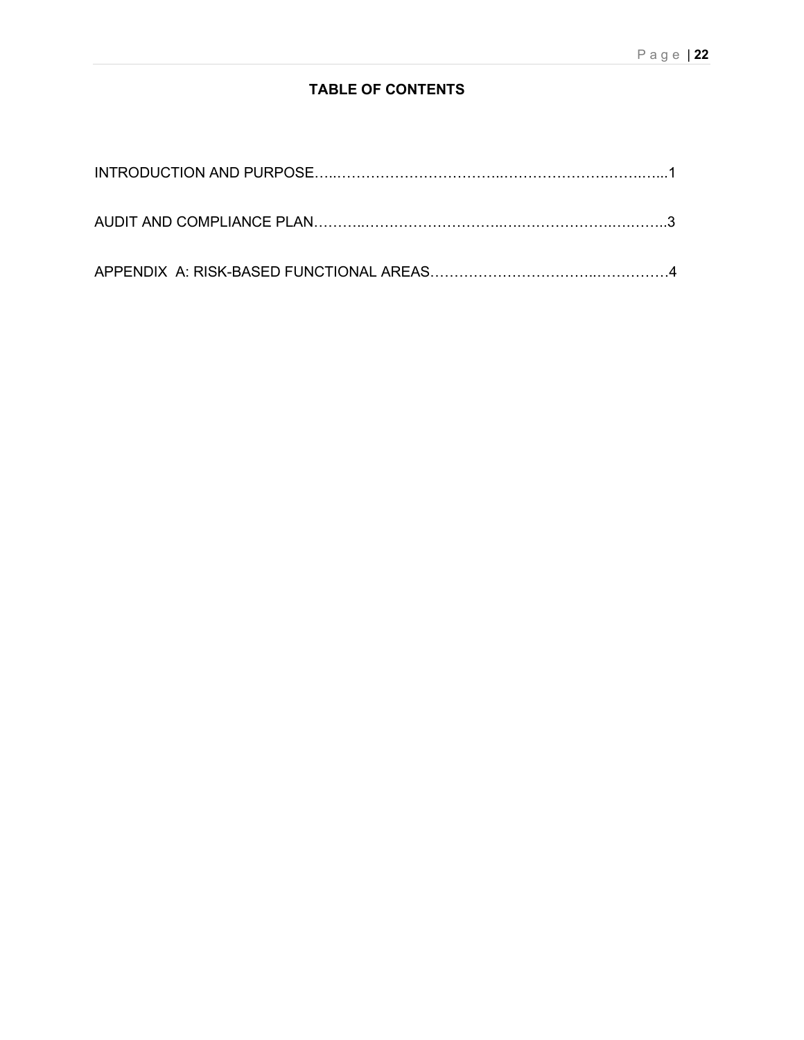**TABLE OF CONTENTS**

INTRODUCTION AND PURPOSE……………………………………………………………………1

AUDIT AND COMPLIANCE PLAN………………………………………………………………..3

APPENDIX A: RISK-BASED FUNCTIONAL AREAS…………………………………………4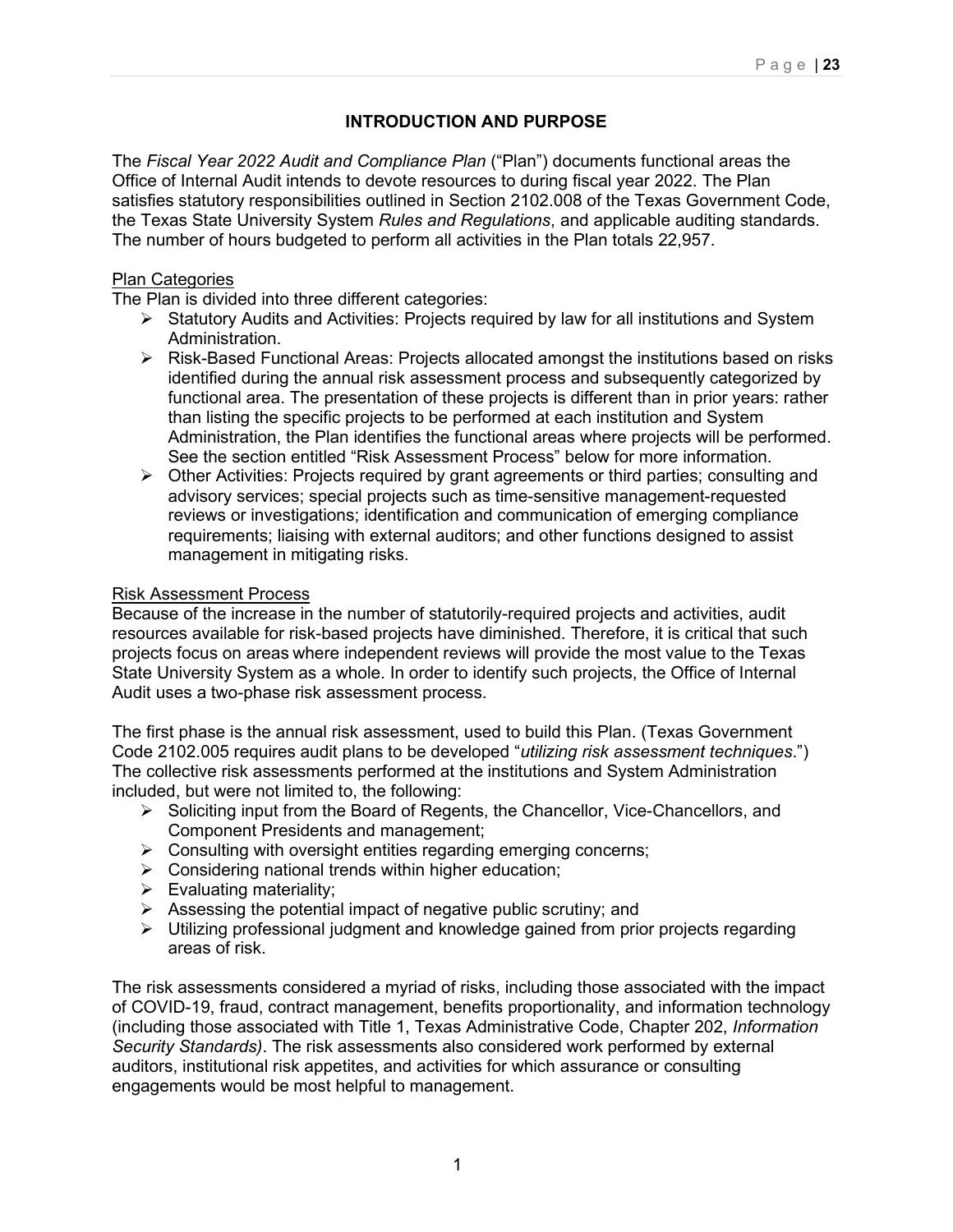## INTRODUCTION AND PURPOSE

The *Fiscal Year 2022 Audit and Compliance Plan* ("Plan") documents functional areas the Office of Internal Audit intends to devote resources to during fiscal year 2022. The Plan satisfies statutory responsibilities outlined in Section 2102.008 of the Texas Government Code, the Texas State University System *Rules and Regulations*, and applicable auditing standards. The number of hours budgeted to perform all activities in the Plan totals 22,957.

### Plan Categories

The Plan is divided into three different categories:

- Statutory Audits and Activities: Projects required by law for all institutions and System Administration.
- Risk-Based Functional Areas: Projects allocated amongst the institutions based on risks identified during the annual risk assessment process and subsequently categorized by functional area. The presentation of these projects is different than in prior years: rather than listing the specific projects to be performed at each institution and System Administration, the Plan identifies the functional areas where projects will be performed. See the section entitled "Risk Assessment Process" below for more information.
- Other Activities: Projects required by grant agreements or third parties; consulting and advisory services; special projects such as time-sensitive management-requested reviews or investigations; identification and communication of emerging compliance requirements; liaising with external auditors; and other functions designed to assist management in mitigating risks.

### Risk Assessment Process

Because of the increase in the number of statutorily-required projects and activities, audit resources available for risk-based projects have diminished. Therefore, it is critical that such projects focus on areas where independent reviews will provide the most value to the Texas State University System as a whole. In order to identify such projects, the Office of Internal Audit uses a two-phase risk assessment process.

The first phase is the annual risk assessment, used to build this Plan. (Texas Government Code 2102.005 requires audit plans to be developed "*utilizing risk assessment techniques*.") The collective risk assessments performed at the institutions and System Administration included, but were not limited to, the following:

- Soliciting input from the Board of Regents, the Chancellor, Vice-Chancellors, and Component Presidents and management;
- Consulting with oversight entities regarding emerging concerns;
- Considering national trends within higher education;
- Evaluating materiality;
- Assessing the potential impact of negative public scrutiny; and
- Utilizing professional judgment and knowledge gained from prior projects regarding areas of risk.

The risk assessments considered a myriad of risks, including those associated with the impact of COVID-19, fraud, contract management, benefits proportionality, and information technology (including those associated with Title 1, Texas Administrative Code, Chapter 202, *Information Security Standards)*. The risk assessments also considered work performed by external auditors, institutional risk appetites, and activities for which assurance or consulting engagements would be most helpful to management.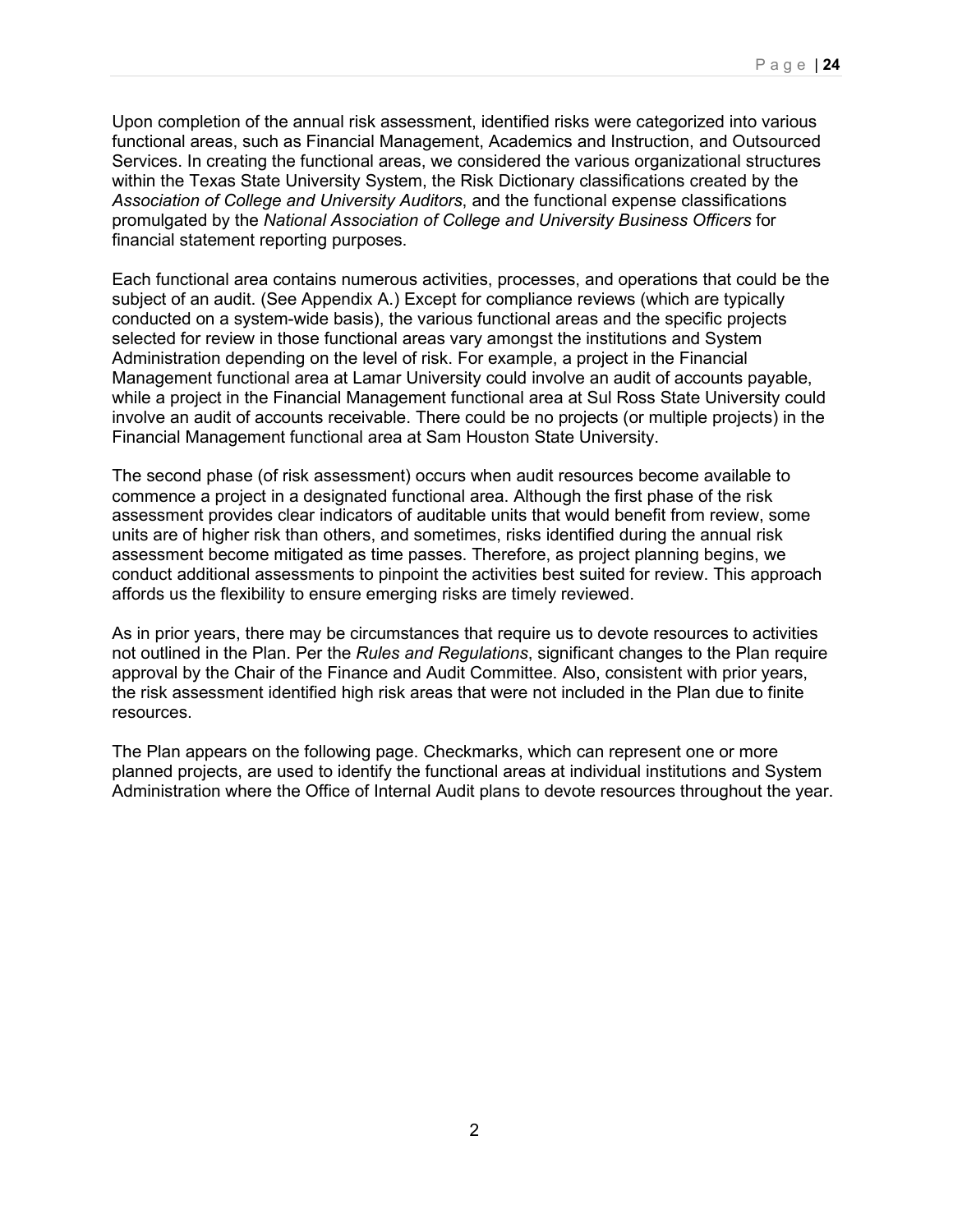Upon completion of the annual risk assessment, identified risks were categorized into various functional areas, such as Financial Management, Academics and Instruction, and Outsourced Services. In creating the functional areas, we considered the various organizational structures within the Texas State University System, the Risk Dictionary classifications created by the *Association of College and University Auditors*, and the functional expense classifications promulgated by the *National Association of College and University Business Officers* for financial statement reporting purposes.

Each functional area contains numerous activities, processes, and operations that could be the subject of an audit. (See Appendix A.) Except for compliance reviews (which are typically conducted on a system-wide basis), the various functional areas and the specific projects selected for review in those functional areas vary amongst the institutions and System Administration depending on the level of risk. For example, a project in the Financial Management functional area at Lamar University could involve an audit of accounts payable, while a project in the Financial Management functional area at Sul Ross State University could involve an audit of accounts receivable. There could be no projects (or multiple projects) in the Financial Management functional area at Sam Houston State University.

The second phase (of risk assessment) occurs when audit resources become available to commence a project in a designated functional area. Although the first phase of the risk assessment provides clear indicators of auditable units that would benefit from review, some units are of higher risk than others, and sometimes, risks identified during the annual risk assessment become mitigated as time passes. Therefore, as project planning begins, we conduct additional assessments to pinpoint the activities best suited for review. This approach affords us the flexibility to ensure emerging risks are timely reviewed.

As in prior years, there may be circumstances that require us to devote resources to activities not outlined in the Plan. Per the *Rules and Regulations*, significant changes to the Plan require approval by the Chair of the Finance and Audit Committee. Also, consistent with prior years, the risk assessment identified high risk areas that were not included in the Plan due to finite resources.

The Plan appears on the following page. Checkmarks, which can represent one or more planned projects, are used to identify the functional areas at individual institutions and System Administration where the Office of Internal Audit plans to devote resources throughout the year.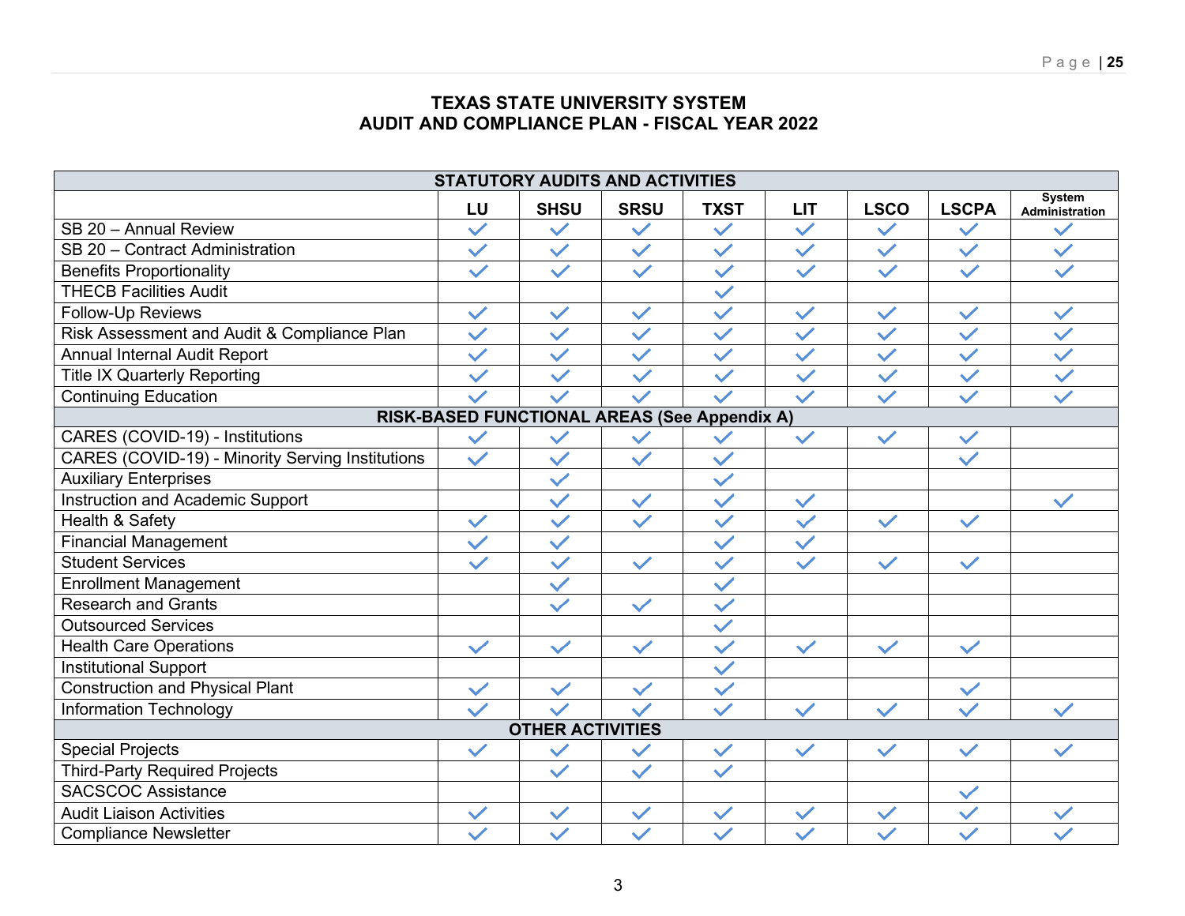# TEXAS STATE UNIVERSITY SYSTEM
# AUDIT AND COMPLIANCE PLAN - FISCAL YEAR 2022

| STATUTORY AUDITS AND ACTIVITIES | | | | | | | | |
|---|---|---|---|---|---|---|---|---|
| | LU | SHSU | SRSU | TXST | LIT | LSCO | LSCPA | System Administration |
| SB 20 – Annual Review | ✓ | ✓ | ✓ | ✓ | ✓ | ✓ | ✓ | ✓ |
| SB 20 – Contract Administration | ✓ | ✓ | ✓ | ✓ | ✓ | ✓ | ✓ | ✓ |
| Benefits Proportionality | ✓ | ✓ | ✓ | ✓ | ✓ | ✓ | ✓ | ✓ |
| THECB Facilities Audit | | | | ✓ | | | | |
| Follow-Up Reviews | ✓ | ✓ | ✓ | ✓ | ✓ | ✓ | ✓ | ✓ |
| Risk Assessment and Audit & Compliance Plan | ✓ | ✓ | ✓ | ✓ | ✓ | ✓ | ✓ | ✓ |
| Annual Internal Audit Report | ✓ | ✓ | ✓ | ✓ | ✓ | ✓ | ✓ | ✓ |
| Title IX Quarterly Reporting | ✓ | ✓ | ✓ | ✓ | ✓ | ✓ | ✓ | ✓ |
| Continuing Education | ✓ | ✓ | ✓ | ✓ | ✓ | ✓ | ✓ | ✓ |
| **RISK-BASED FUNCTIONAL AREAS (See Appendix A)** | | | | | | | | |
| CARES (COVID-19) - Institutions | ✓ | ✓ | ✓ | ✓ | ✓ | ✓ | ✓ | |
| CARES (COVID-19) - Minority Serving Institutions | ✓ | ✓ | ✓ | ✓ | | | ✓ | |
| Auxiliary Enterprises | | ✓ | | ✓ | | | | |
| Instruction and Academic Support | | ✓ | ✓ | ✓ | ✓ | | | ✓ |
| Health & Safety | ✓ | ✓ | ✓ | ✓ | ✓ | ✓ | ✓ | |
| Financial Management | ✓ | ✓ | | ✓ | ✓ | | | |
| Student Services | ✓ | ✓ | ✓ | ✓ | ✓ | ✓ | ✓ | |
| Enrollment Management | | ✓ | | ✓ | | | | |
| Research and Grants | | ✓ | ✓ | ✓ | | | | |
| Outsourced Services | | | | ✓ | | | | |
| Health Care Operations | ✓ | ✓ | ✓ | ✓ | ✓ | ✓ | ✓ | |
| Institutional Support | | | | ✓ | | | | |
| Construction and Physical Plant | ✓ | ✓ | ✓ | ✓ | | | ✓ | |
| Information Technology | ✓ | ✓ | ✓ | ✓ | ✓ | ✓ | ✓ | ✓ |
| **OTHER ACTIVITIES** | | | | | | | | |
| Special Projects | ✓ | ✓ | ✓ | ✓ | ✓ | ✓ | ✓ | ✓ |
| Third-Party Required Projects | | ✓ | ✓ | ✓ | | | | |
| SACSCOC Assistance | | | | | | | ✓ | |
| Audit Liaison Activities | ✓ | ✓ | ✓ | ✓ | ✓ | ✓ | ✓ | ✓ |
| Compliance Newsletter | ✓ | ✓ | ✓ | ✓ | ✓ | ✓ | ✓ | ✓ |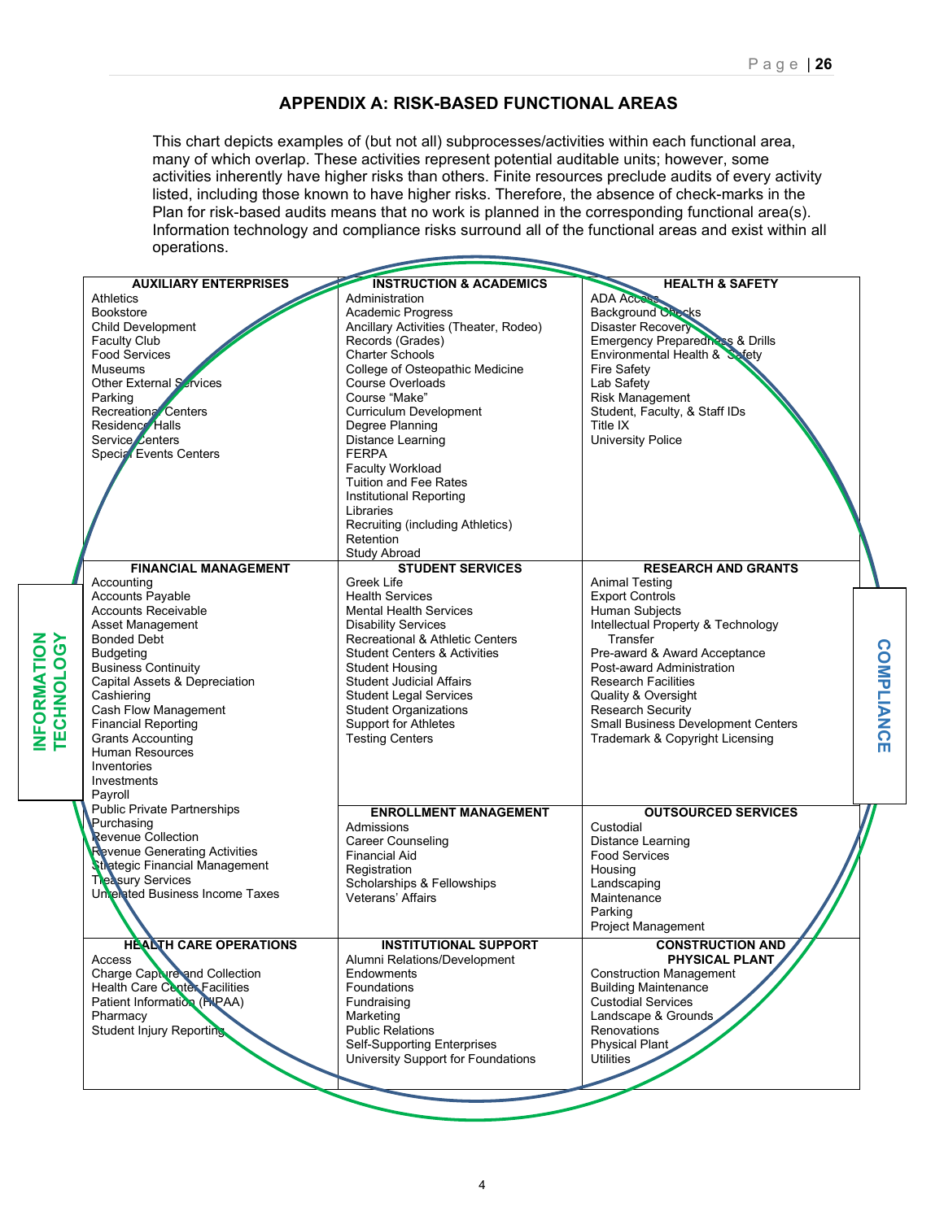## APPENDIX A: RISK-BASED FUNCTIONAL AREAS

This chart depicts examples of (but not all) subprocesses/activities within each functional area, many of which overlap. These activities represent potential auditable units; however, some activities inherently have higher risks than others. Finite resources preclude audits of every activity listed, including those known to have higher risks. Therefore, the absence of check-marks in the Plan for risk-based audits means that no work is planned in the corresponding functional area(s). Information technology and compliance risks surround all of the functional areas and exist within all operations.

**INFORMATION TECHNOLOGY** | **COMPLIANCE**

| **AUXILIARY ENTERPRISES** | **INSTRUCTION & ACADEMICS** | **HEALTH & SAFETY** |
|---|---|---|
| Athletics<br>Bookstore<br>Child Development<br>Faculty Club<br>Food Services<br>Museums<br>Other External Services<br>Parking<br>Recreational Centers<br>Residence Halls<br>Service Centers<br>Special Events Centers | Administration<br>Academic Progress<br>Ancillary Activities (Theater, Rodeo)<br>Records (Grades)<br>Charter Schools<br>College of Osteopathic Medicine<br>Course Overloads<br>Course "Make"<br>Curriculum Development<br>Degree Planning<br>Distance Learning<br>FERPA<br>Faculty Workload<br>Tuition and Fee Rates<br>Institutional Reporting<br>Libraries<br>Recruiting (including Athletics)<br>Retention<br>Study Abroad | ADA Access<br>Background Checks<br>Disaster Recovery<br>Emergency Preparedness & Drills<br>Environmental Health & Safety<br>Fire Safety<br>Lab Safety<br>Risk Management<br>Student, Faculty, & Staff IDs<br>Title IX<br>University Police |
| **FINANCIAL MANAGEMENT** | **STUDENT SERVICES** | **RESEARCH AND GRANTS** |
| Accounting<br>Accounts Payable<br>Accounts Receivable<br>Asset Management<br>Bonded Debt<br>Budgeting<br>Business Continuity<br>Capital Assets & Depreciation<br>Cashiering<br>Cash Flow Management<br>Financial Reporting<br>Grants Accounting<br>Human Resources<br>Inventories<br>Investments<br>Payroll<br>Public Private Partnerships<br>Purchasing<br>Revenue Collection<br>Revenue Generating Activities<br>Strategic Financial Management<br>Treasury Services<br>Unrelated Business Income Taxes | Greek Life<br>Health Services<br>Mental Health Services<br>Disability Services<br>Recreational & Athletic Centers<br>Student Centers & Activities<br>Student Housing<br>Student Judicial Affairs<br>Student Legal Services<br>Student Organizations<br>Support for Athletes<br>Testing Centers<br><br>**ENROLLMENT MANAGEMENT**<br>Admissions<br>Career Counseling<br>Financial Aid<br>Registration<br>Scholarships & Fellowships<br>Veterans' Affairs | Animal Testing<br>Export Controls<br>Human Subjects<br>Intellectual Property & Technology Transfer<br>Pre-award & Award Acceptance<br>Post-award Administration<br>Research Facilities<br>Quality & Oversight<br>Research Security<br>Small Business Development Centers<br>Trademark & Copyright Licensing<br><br>**OUTSOURCED SERVICES**<br>Custodial<br>Distance Learning<br>Food Services<br>Housing<br>Landscaping<br>Maintenance<br>Parking<br>Project Management |
| **HEALTH CARE OPERATIONS** | **INSTITUTIONAL SUPPORT** | **CONSTRUCTION AND PHYSICAL PLANT** |
| Access<br>Charge Capture and Collection<br>Health Care Center Facilities<br>Patient Information (HIPAA)<br>Pharmacy<br>Student Injury Reporting | Alumni Relations/Development<br>Endowments<br>Foundations<br>Fundraising<br>Marketing<br>Public Relations<br>Self-Supporting Enterprises<br>University Support for Foundations | Construction Management<br>Building Maintenance<br>Custodial Services<br>Landscape & Grounds<br>Renovations<br>Physical Plant<br>Utilities |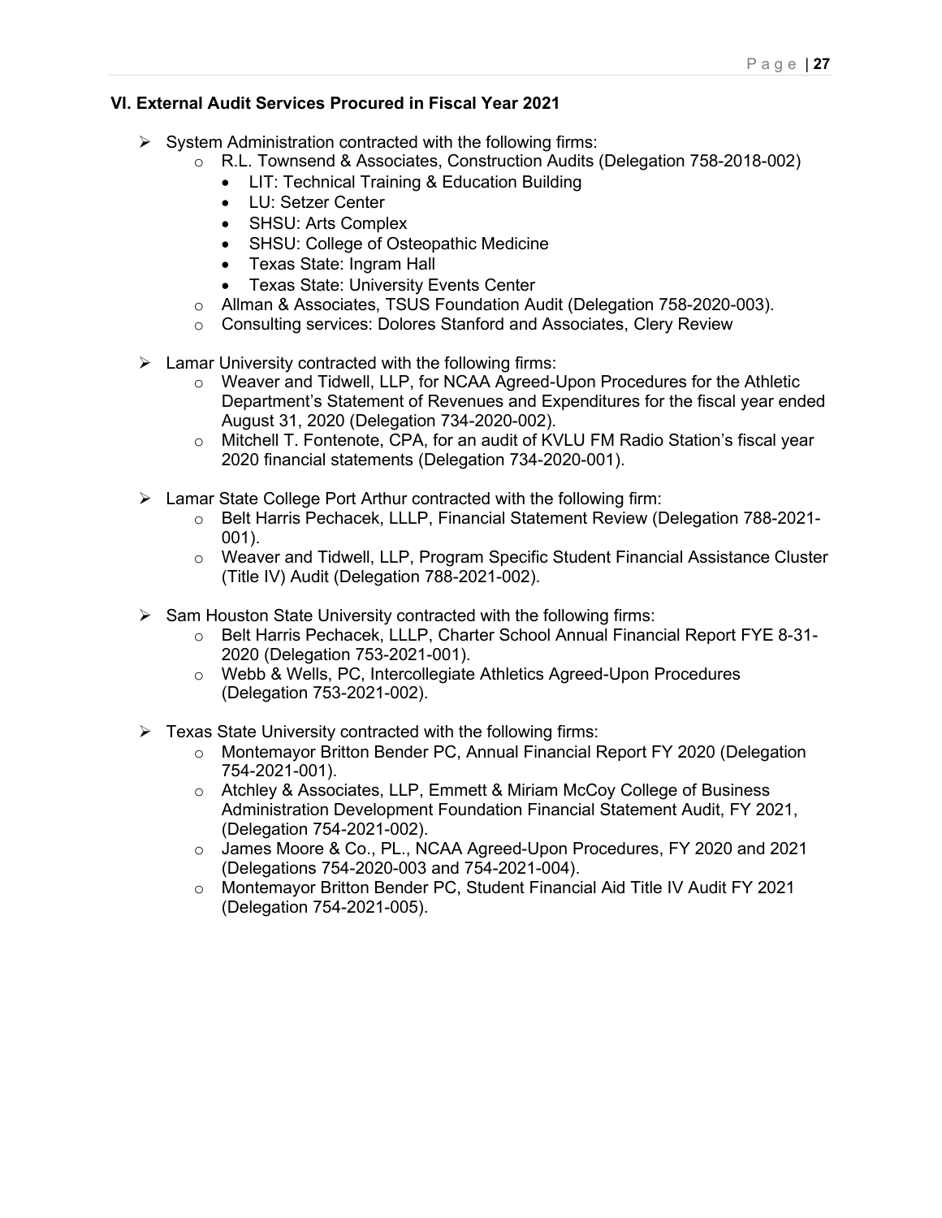### VI. External Audit Services Procured in Fiscal Year 2021

- System Administration contracted with the following firms:
  - R.L. Townsend & Associates, Construction Audits (Delegation 758-2018-002)
    - LIT: Technical Training & Education Building
    - LU: Setzer Center
    - SHSU: Arts Complex
    - SHSU: College of Osteopathic Medicine
    - Texas State: Ingram Hall
    - Texas State: University Events Center
  - Allman & Associates, TSUS Foundation Audit (Delegation 758-2020-003).
  - Consulting services: Dolores Stanford and Associates, Clery Review

- Lamar University contracted with the following firms:
  - Weaver and Tidwell, LLP, for NCAA Agreed-Upon Procedures for the Athletic Department's Statement of Revenues and Expenditures for the fiscal year ended August 31, 2020 (Delegation 734-2020-002).
  - Mitchell T. Fontenote, CPA, for an audit of KVLU FM Radio Station's fiscal year 2020 financial statements (Delegation 734-2020-001).

- Lamar State College Port Arthur contracted with the following firm:
  - Belt Harris Pechacek, LLLP, Financial Statement Review (Delegation 788-2021-001).
  - Weaver and Tidwell, LLP, Program Specific Student Financial Assistance Cluster (Title IV) Audit (Delegation 788-2021-002).

- Sam Houston State University contracted with the following firms:
  - Belt Harris Pechacek, LLLP, Charter School Annual Financial Report FYE 8-31-2020 (Delegation 753-2021-001).
  - Webb & Wells, PC, Intercollegiate Athletics Agreed-Upon Procedures (Delegation 753-2021-002).

- Texas State University contracted with the following firms:
  - Montemayor Britton Bender PC, Annual Financial Report FY 2020 (Delegation 754-2021-001).
  - Atchley & Associates, LLP, Emmett & Miriam McCoy College of Business Administration Development Foundation Financial Statement Audit, FY 2021, (Delegation 754-2021-002).
  - James Moore & Co., PL., NCAA Agreed-Upon Procedures, FY 2020 and 2021 (Delegations 754-2020-003 and 754-2021-004).
  - Montemayor Britton Bender PC, Student Financial Aid Title IV Audit FY 2021 (Delegation 754-2021-005).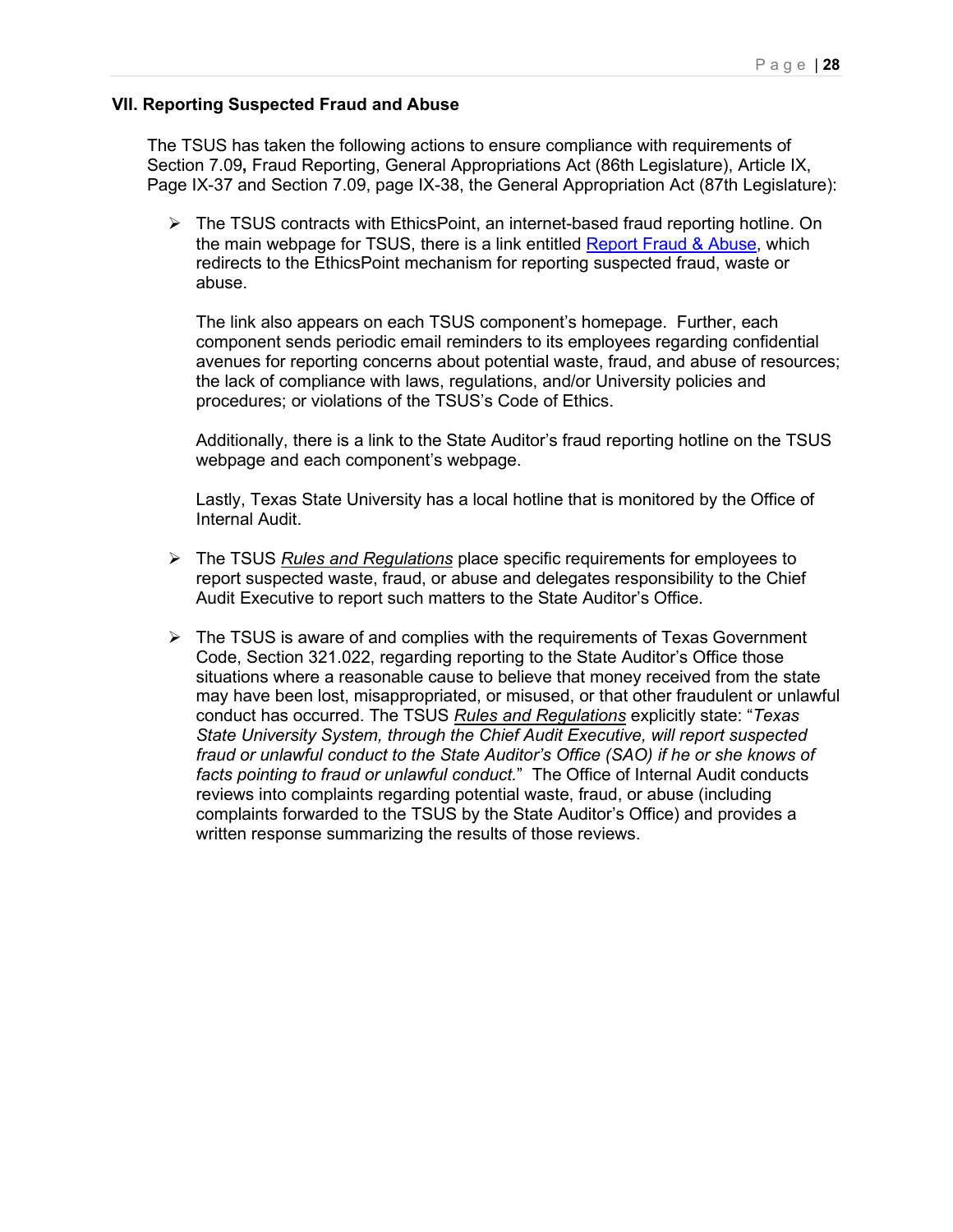## VII. Reporting Suspected Fraud and Abuse

The TSUS has taken the following actions to ensure compliance with requirements of Section 7.09**,** Fraud Reporting, General Appropriations Act (86th Legislature), Article IX, Page IX-37 and Section 7.09, page IX-38, the General Appropriation Act (87th Legislature):

- The TSUS contracts with EthicsPoint, an internet-based fraud reporting hotline. On the main webpage for TSUS, there is a link entitled Report Fraud & Abuse, which redirects to the EthicsPoint mechanism for reporting suspected fraud, waste or abuse.

  The link also appears on each TSUS component's homepage. Further, each component sends periodic email reminders to its employees regarding confidential avenues for reporting concerns about potential waste, fraud, and abuse of resources; the lack of compliance with laws, regulations, and/or University policies and procedures; or violations of the TSUS's Code of Ethics.

  Additionally, there is a link to the State Auditor's fraud reporting hotline on the TSUS webpage and each component's webpage.

  Lastly, Texas State University has a local hotline that is monitored by the Office of Internal Audit.

- The TSUS *Rules and Regulations* place specific requirements for employees to report suspected waste, fraud, or abuse and delegates responsibility to the Chief Audit Executive to report such matters to the State Auditor's Office.

- The TSUS is aware of and complies with the requirements of Texas Government Code, Section 321.022, regarding reporting to the State Auditor's Office those situations where a reasonable cause to believe that money received from the state may have been lost, misappropriated, or misused, or that other fraudulent or unlawful conduct has occurred. The TSUS *Rules and Regulations* explicitly state: "*Texas State University System, through the Chief Audit Executive, will report suspected fraud or unlawful conduct to the State Auditor's Office (SAO) if he or she knows of facts pointing to fraud or unlawful conduct.*" The Office of Internal Audit conducts reviews into complaints regarding potential waste, fraud, or abuse (including complaints forwarded to the TSUS by the State Auditor's Office) and provides a written response summarizing the results of those reviews.